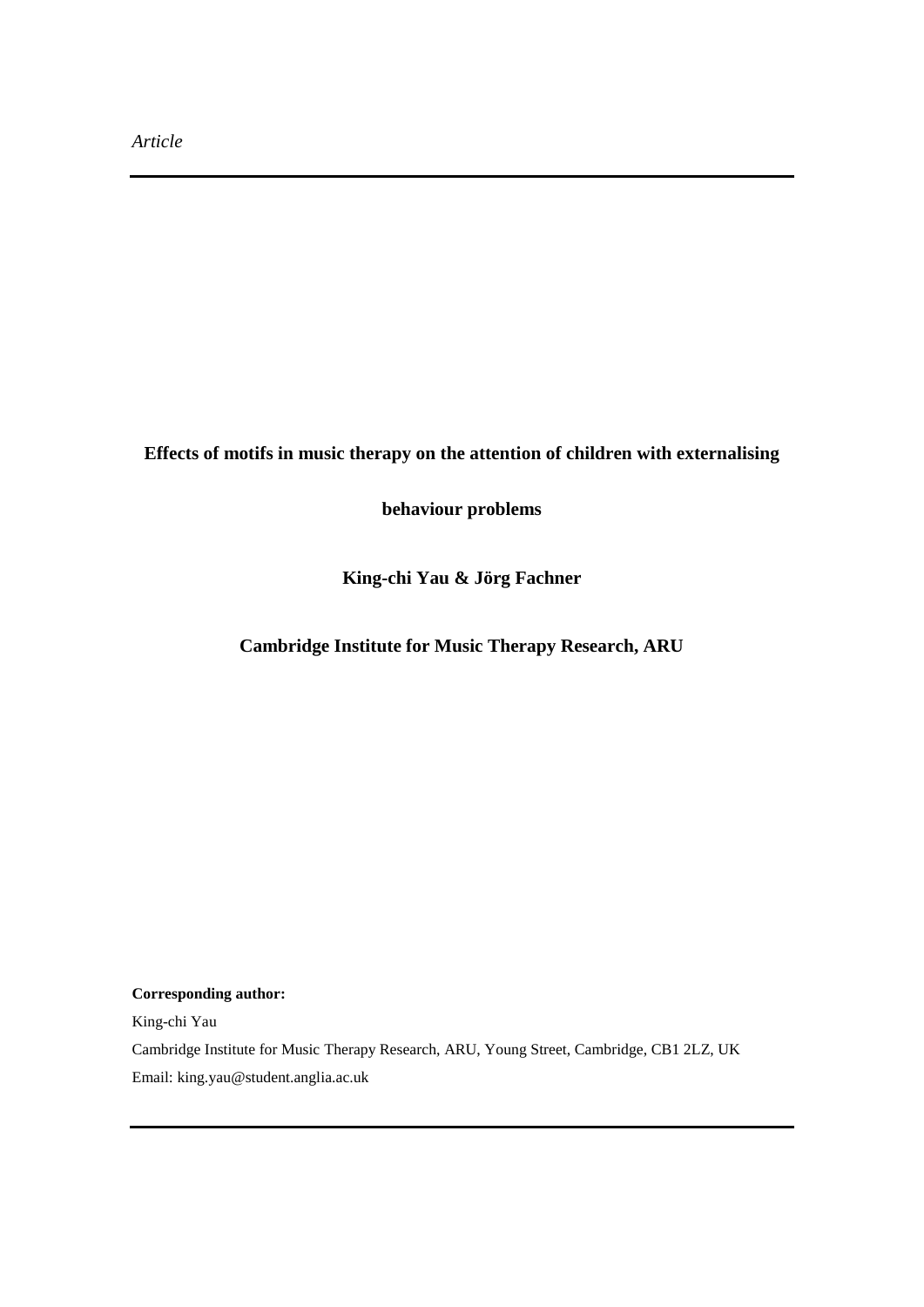*Article*

# Effects of motifs in music therapy on the attention of children with externalising behaviour problems

**King-chi Yau & Jörg Fachner**

**Cambridge Institute for Music Therapy Research, ARU**

**Corresponding author:**

King-chi Yau

Cambridge Institute for Music Therapy Research, ARU, Young Street, Cambridge, CB1 2LZ, UK

Email: king.yau@student.anglia.ac.uk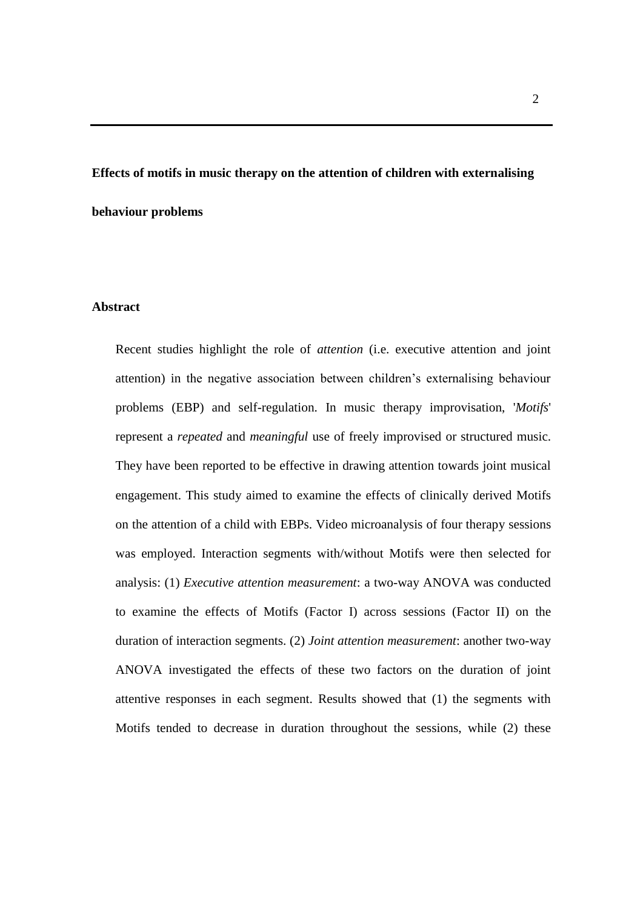**Effects of motifs in music therapy on the attention of children with externalising behaviour problems**

**Abstract**

Recent studies highlight the role of *attention* (i.e. executive attention and joint attention) in the negative association between children's externalising behaviour problems (EBP) and self-regulation. In music therapy improvisation, '*Motifs*' represent a *repeated* and *meaningful* use of freely improvised or structured music. They have been reported to be effective in drawing attention towards joint musical engagement. This study aimed to examine the effects of clinically derived Motifs on the attention of a child with EBPs. Video microanalysis of four therapy sessions was employed. Interaction segments with/without Motifs were then selected for analysis: (1) *Executive attention measurement*: a two-way ANOVA was conducted to examine the effects of Motifs (Factor I) across sessions (Factor II) on the duration of interaction segments. (2) *Joint attention measurement*: another two-way ANOVA investigated the effects of these two factors on the duration of joint attentive responses in each segment. Results showed that (1) the segments with Motifs tended to decrease in duration throughout the sessions, while (2) these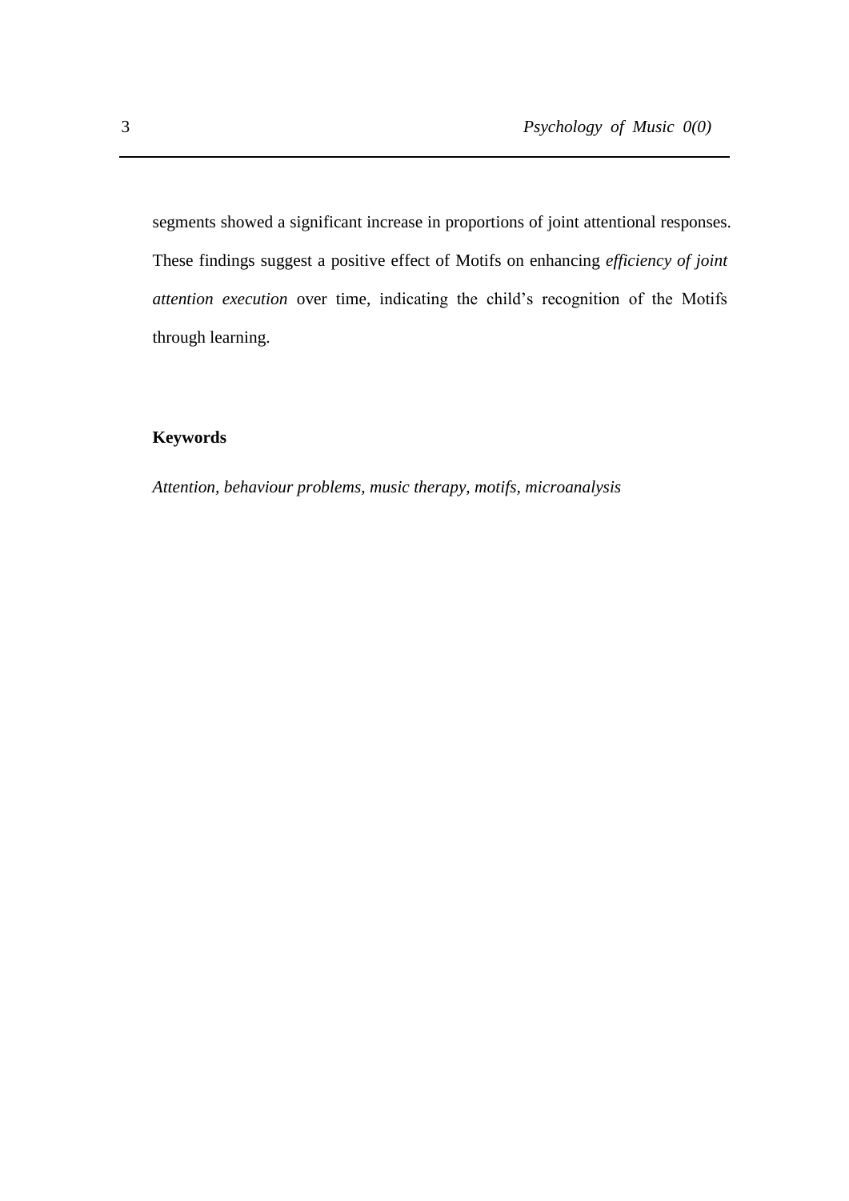segments showed a significant increase in proportions of joint attentional responses. These findings suggest a positive effect of Motifs on enhancing *efficiency of joint attention execution* over time, indicating the child's recognition of the Motifs through learning.

**Keywords**

*Attention, behaviour problems, music therapy, motifs, microanalysis*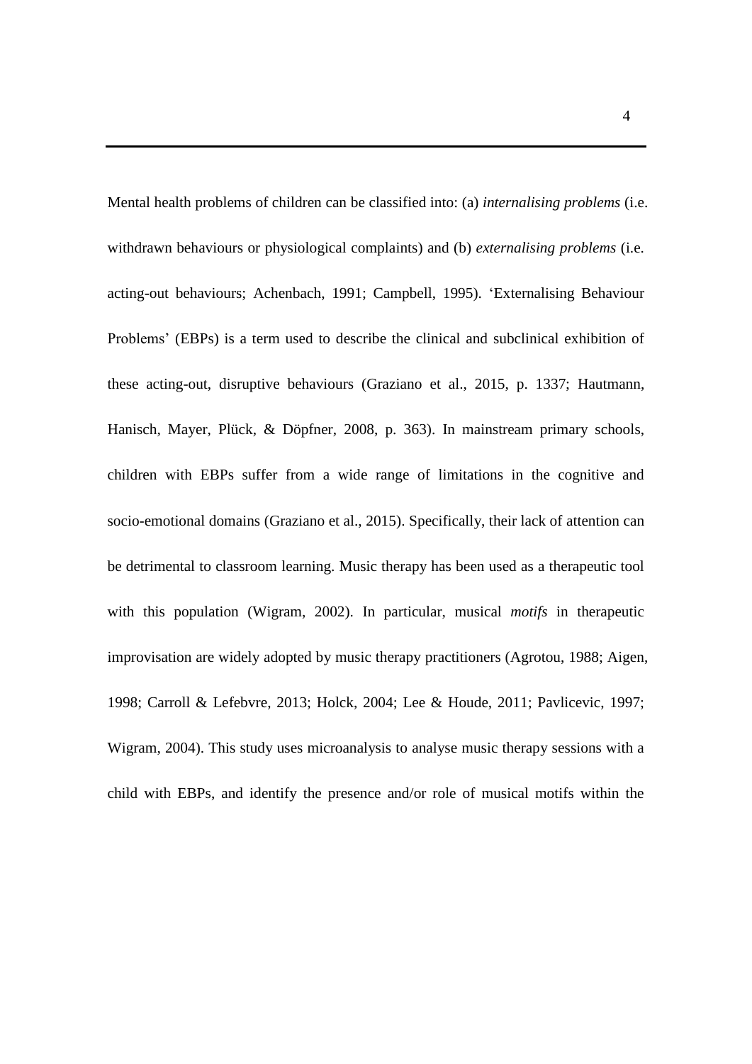Mental health problems of children can be classified into: (a) *internalising problems* (i.e. withdrawn behaviours or physiological complaints) and (b) *externalising problems* (i.e. acting-out behaviours; Achenbach, 1991; Campbell, 1995). ‘Externalising Behaviour Problems’ (EBPs) is a term used to describe the clinical and subclinical exhibition of these acting-out, disruptive behaviours (Graziano et al., 2015, p. 1337; Hautmann, Hanisch, Mayer, Plück, & Döpfner, 2008, p. 363). In mainstream primary schools, children with EBPs suffer from a wide range of limitations in the cognitive and socio-emotional domains (Graziano et al., 2015). Specifically, their lack of attention can be detrimental to classroom learning. Music therapy has been used as a therapeutic tool with this population (Wigram, 2002). In particular, musical *motifs* in therapeutic improvisation are widely adopted by music therapy practitioners (Agrotou, 1988; Aigen, 1998; Carroll & Lefebvre, 2013; Holck, 2004; Lee & Houde, 2011; Pavlicevic, 1997; Wigram, 2004). This study uses microanalysis to analyse music therapy sessions with a child with EBPs, and identify the presence and/or role of musical motifs within the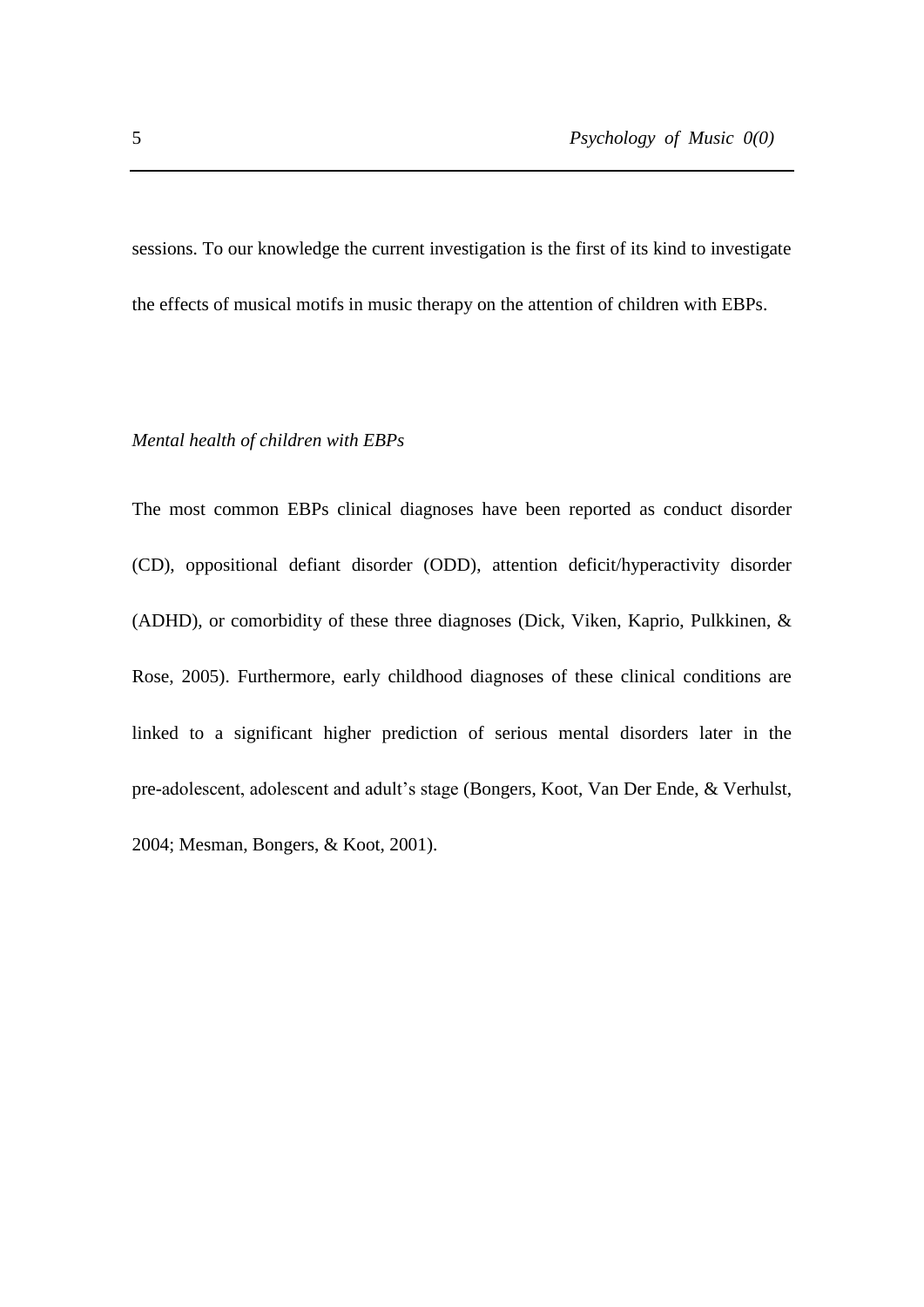sessions. To our knowledge the current investigation is the first of its kind to investigate the effects of musical motifs in music therapy on the attention of children with EBPs.

*Mental health of children with EBPs*

The most common EBPs clinical diagnoses have been reported as conduct disorder (CD), oppositional defiant disorder (ODD), attention deficit/hyperactivity disorder (ADHD), or comorbidity of these three diagnoses (Dick, Viken, Kaprio, Pulkkinen, & Rose, 2005). Furthermore, early childhood diagnoses of these clinical conditions are linked to a significant higher prediction of serious mental disorders later in the pre-adolescent, adolescent and adult's stage (Bongers, Koot, Van Der Ende, & Verhulst, 2004; Mesman, Bongers, & Koot, 2001).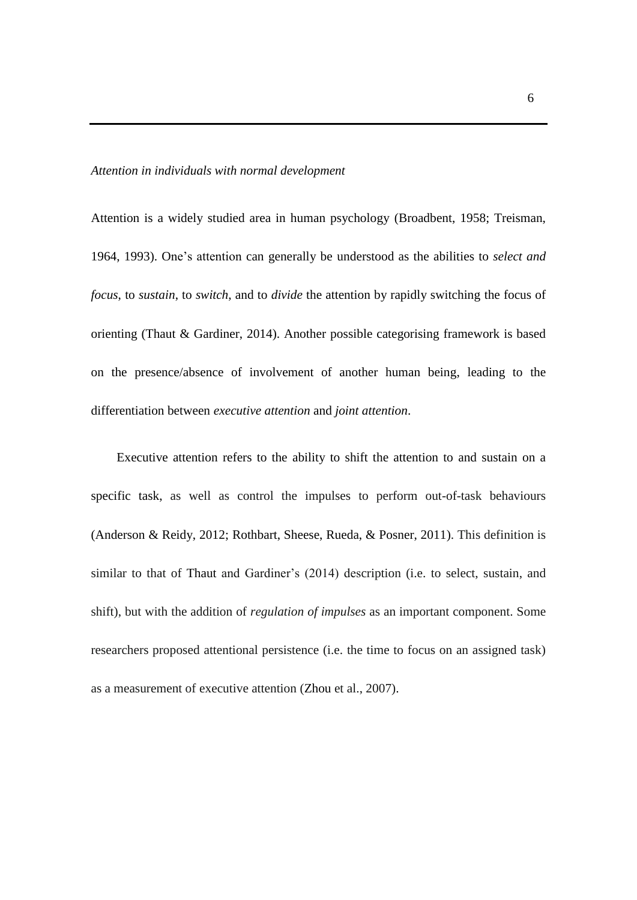*Attention in individuals with normal development*

Attention is a widely studied area in human psychology (Broadbent, 1958; Treisman, 1964, 1993). One's attention can generally be understood as the abilities to *select and focus*, to *sustain*, to *switch*, and to *divide* the attention by rapidly switching the focus of orienting (Thaut & Gardiner, 2014). Another possible categorising framework is based on the presence/absence of involvement of another human being, leading to the differentiation between *executive attention* and *joint attention*.

Executive attention refers to the ability to shift the attention to and sustain on a specific task, as well as control the impulses to perform out-of-task behaviours (Anderson & Reidy, 2012; Rothbart, Sheese, Rueda, & Posner, 2011). This definition is similar to that of Thaut and Gardiner's (2014) description (i.e. to select, sustain, and shift), but with the addition of *regulation of impulses* as an important component. Some researchers proposed attentional persistence (i.e. the time to focus on an assigned task) as a measurement of executive attention (Zhou et al., 2007).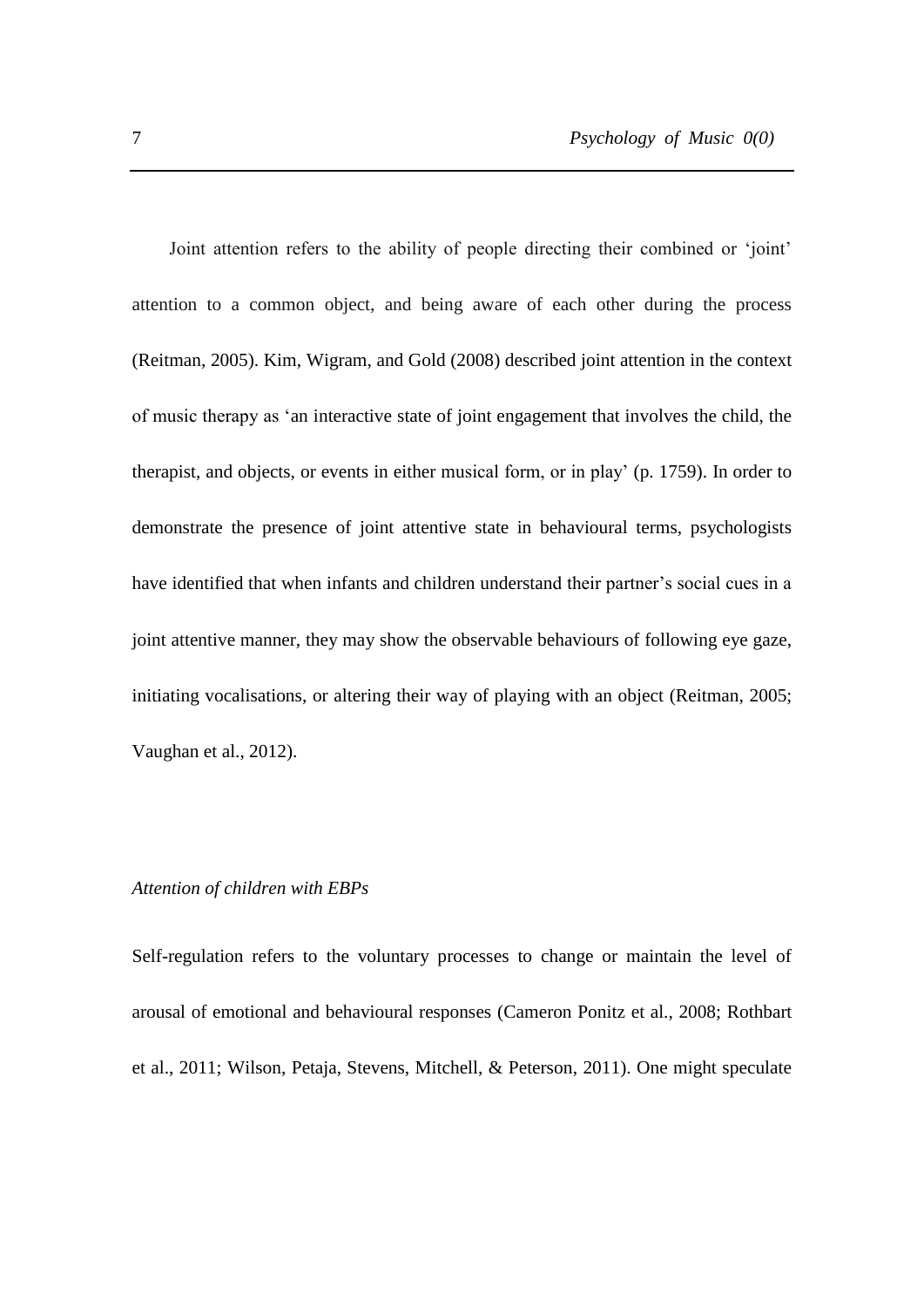Joint attention refers to the ability of people directing their combined or 'joint' attention to a common object, and being aware of each other during the process (Reitman, 2005). Kim, Wigram, and Gold (2008) described joint attention in the context of music therapy as 'an interactive state of joint engagement that involves the child, the therapist, and objects, or events in either musical form, or in play' (p. 1759). In order to demonstrate the presence of joint attentive state in behavioural terms, psychologists have identified that when infants and children understand their partner's social cues in a joint attentive manner, they may show the observable behaviours of following eye gaze, initiating vocalisations, or altering their way of playing with an object (Reitman, 2005; Vaughan et al., 2012).

### *Attention of children with EBPs*

Self-regulation refers to the voluntary processes to change or maintain the level of arousal of emotional and behavioural responses (Cameron Ponitz et al., 2008; Rothbart et al., 2011; Wilson, Petaja, Stevens, Mitchell, & Peterson, 2011). One might speculate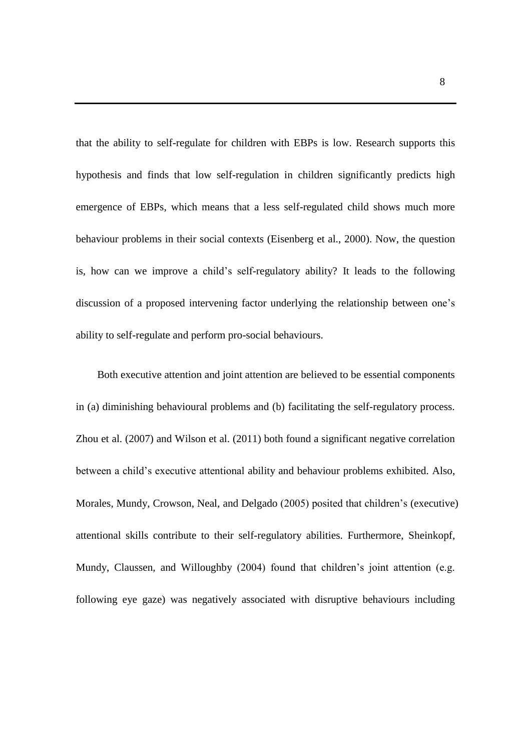that the ability to self-regulate for children with EBPs is low. Research supports this hypothesis and finds that low self-regulation in children significantly predicts high emergence of EBPs, which means that a less self-regulated child shows much more behaviour problems in their social contexts (Eisenberg et al., 2000). Now, the question is, how can we improve a child's self-regulatory ability? It leads to the following discussion of a proposed intervening factor underlying the relationship between one's ability to self-regulate and perform pro-social behaviours.

Both executive attention and joint attention are believed to be essential components in (a) diminishing behavioural problems and (b) facilitating the self-regulatory process. Zhou et al. (2007) and Wilson et al. (2011) both found a significant negative correlation between a child's executive attentional ability and behaviour problems exhibited. Also, Morales, Mundy, Crowson, Neal, and Delgado (2005) posited that children's (executive) attentional skills contribute to their self-regulatory abilities. Furthermore, Sheinkopf, Mundy, Claussen, and Willoughby (2004) found that children's joint attention (e.g. following eye gaze) was negatively associated with disruptive behaviours including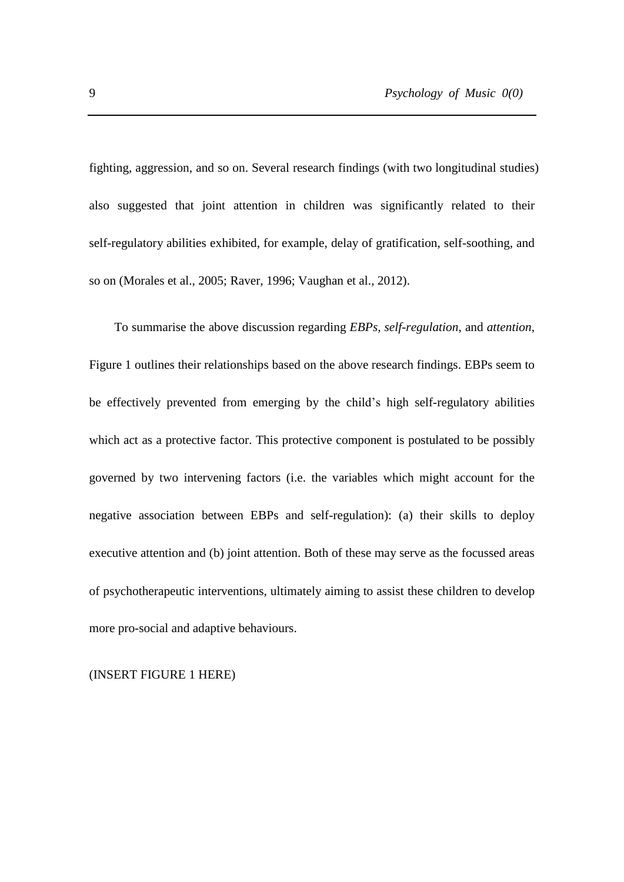fighting, aggression, and so on. Several research findings (with two longitudinal studies) also suggested that joint attention in children was significantly related to their self-regulatory abilities exhibited, for example, delay of gratification, self-soothing, and so on (Morales et al., 2005; Raver, 1996; Vaughan et al., 2012).

To summarise the above discussion regarding *EBPs*, *self-regulation*, and *attention*, Figure 1 outlines their relationships based on the above research findings. EBPs seem to be effectively prevented from emerging by the child's high self-regulatory abilities which act as a protective factor. This protective component is postulated to be possibly governed by two intervening factors (i.e. the variables which might account for the negative association between EBPs and self-regulation): (a) their skills to deploy executive attention and (b) joint attention. Both of these may serve as the focussed areas of psychotherapeutic interventions, ultimately aiming to assist these children to develop more pro-social and adaptive behaviours.

(INSERT FIGURE 1 HERE)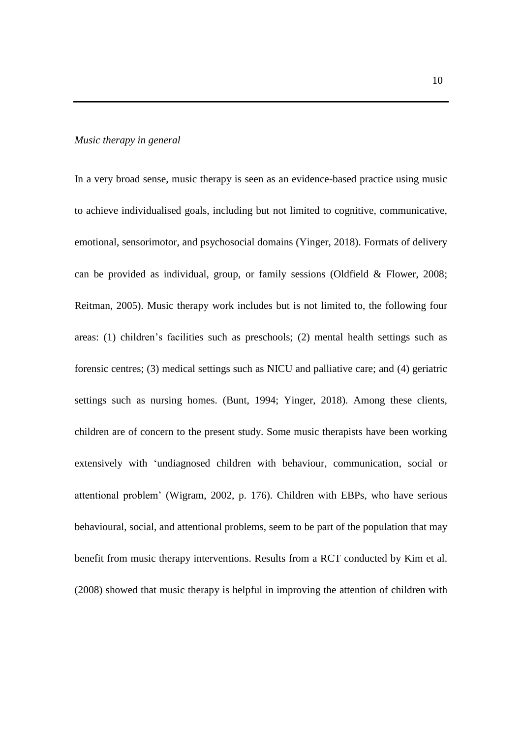*Music therapy in general*

In a very broad sense, music therapy is seen as an evidence-based practice using music to achieve individualised goals, including but not limited to cognitive, communicative, emotional, sensorimotor, and psychosocial domains (Yinger, 2018). Formats of delivery can be provided as individual, group, or family sessions (Oldfield & Flower, 2008; Reitman, 2005). Music therapy work includes but is not limited to, the following four areas: (1) children's facilities such as preschools; (2) mental health settings such as forensic centres; (3) medical settings such as NICU and palliative care; and (4) geriatric settings such as nursing homes. (Bunt, 1994; Yinger, 2018). Among these clients, children are of concern to the present study. Some music therapists have been working extensively with 'undiagnosed children with behaviour, communication, social or attentional problem' (Wigram, 2002, p. 176). Children with EBPs, who have serious behavioural, social, and attentional problems, seem to be part of the population that may benefit from music therapy interventions. Results from a RCT conducted by Kim et al. (2008) showed that music therapy is helpful in improving the attention of children with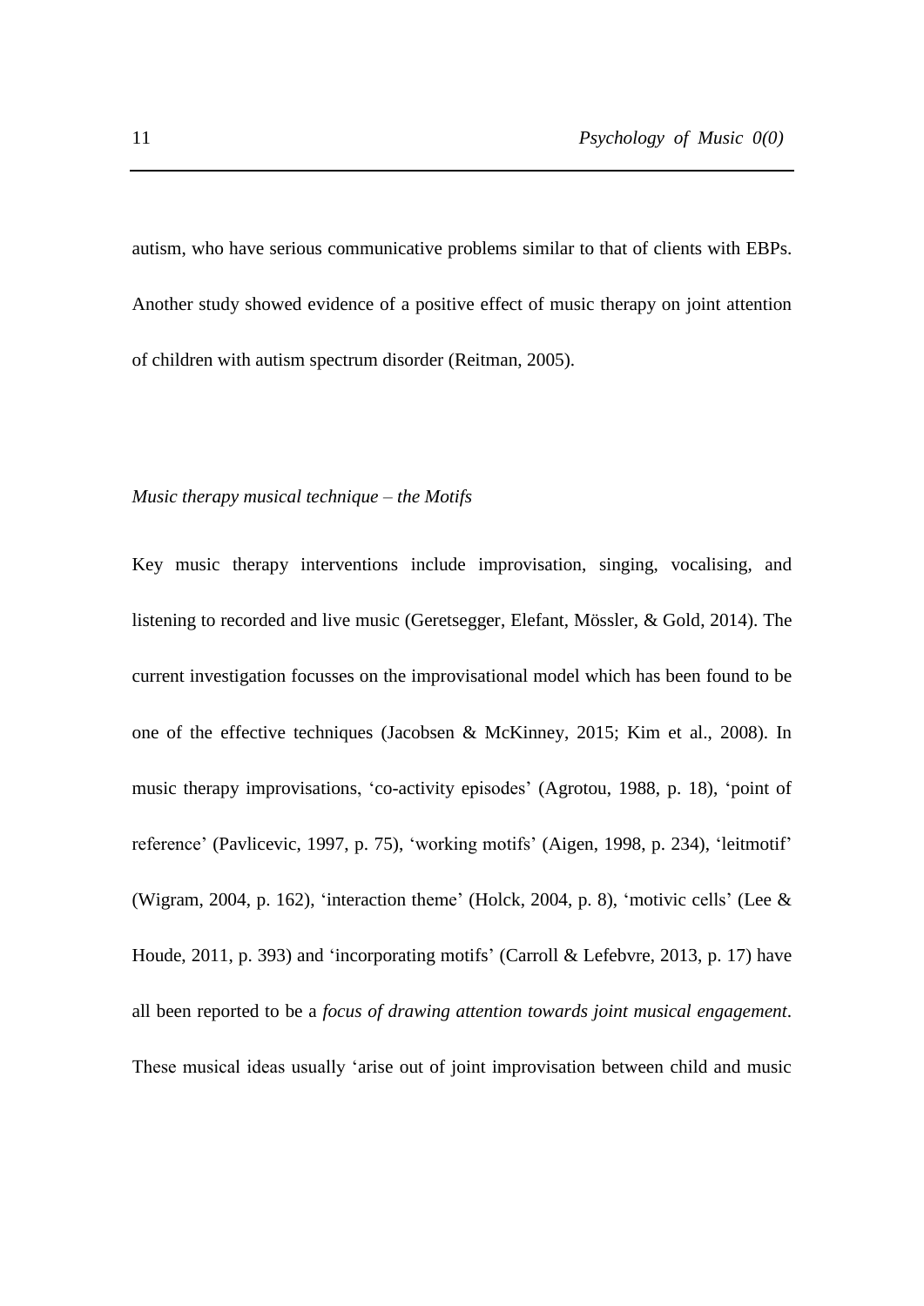autism, who have serious communicative problems similar to that of clients with EBPs. Another study showed evidence of a positive effect of music therapy on joint attention of children with autism spectrum disorder (Reitman, 2005).

### *Music therapy musical technique – the Motifs*

Key music therapy interventions include improvisation, singing, vocalising, and listening to recorded and live music (Geretsegger, Elefant, Mössler, & Gold, 2014). The current investigation focusses on the improvisational model which has been found to be one of the effective techniques (Jacobsen & McKinney, 2015; Kim et al., 2008). In music therapy improvisations, 'co-activity episodes' (Agrotou, 1988, p. 18), 'point of reference' (Pavlicevic, 1997, p. 75), 'working motifs' (Aigen, 1998, p. 234), 'leitmotif' (Wigram, 2004, p. 162), 'interaction theme' (Holck, 2004, p. 8), 'motivic cells' (Lee & Houde, 2011, p. 393) and 'incorporating motifs' (Carroll & Lefebvre, 2013, p. 17) have all been reported to be a *focus of drawing attention towards joint musical engagement*. These musical ideas usually 'arise out of joint improvisation between child and music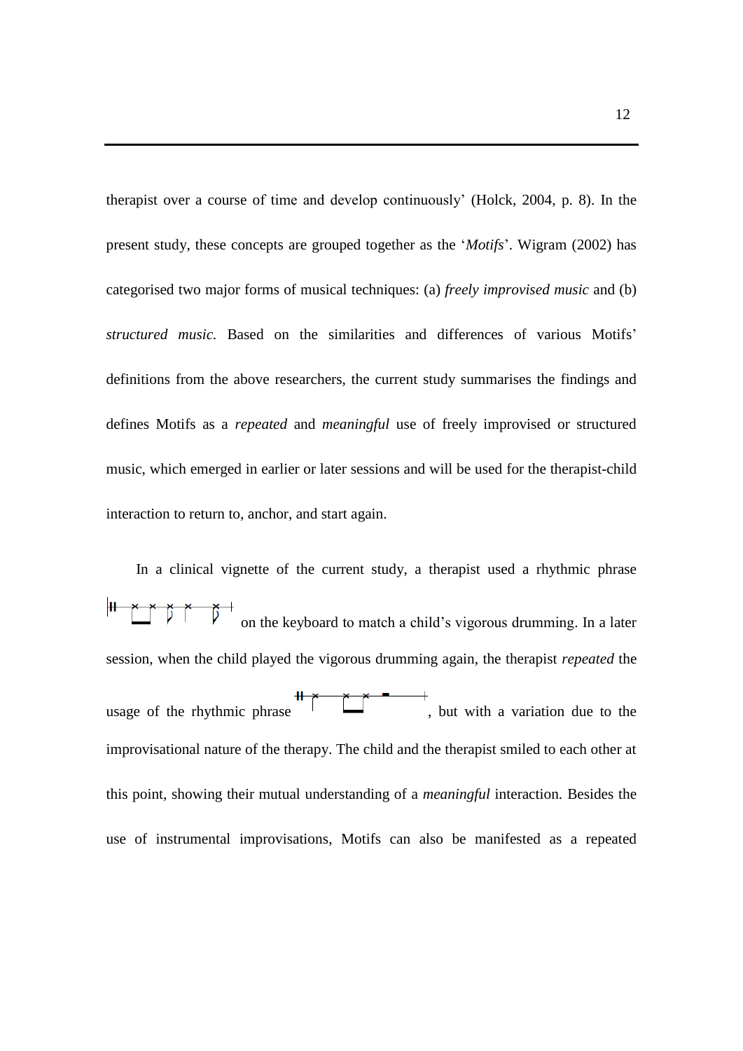therapist over a course of time and develop continuously' (Holck, 2004, p. 8). In the present study, these concepts are grouped together as the '*Motifs*'. Wigram (2002) has categorised two major forms of musical techniques: (a) *freely improvised music* and (b) *structured music.* Based on the similarities and differences of various Motifs' definitions from the above researchers, the current study summarises the findings and defines Motifs as a *repeated* and *meaningful* use of freely improvised or structured music, which emerged in earlier or later sessions and will be used for the therapist-child interaction to return to, anchor, and start again.

In a clinical vignette of the current study, a therapist used a rhythmic phrase on the keyboard to match a child's vigorous drumming. In a later session, when the child played the vigorous drumming again, the therapist *repeated* the usage of the rhythmic phrase , but with a variation due to the improvisational nature of the therapy. The child and the therapist smiled to each other at this point, showing their mutual understanding of a *meaningful* interaction. Besides the use of instrumental improvisations, Motifs can also be manifested as a repeated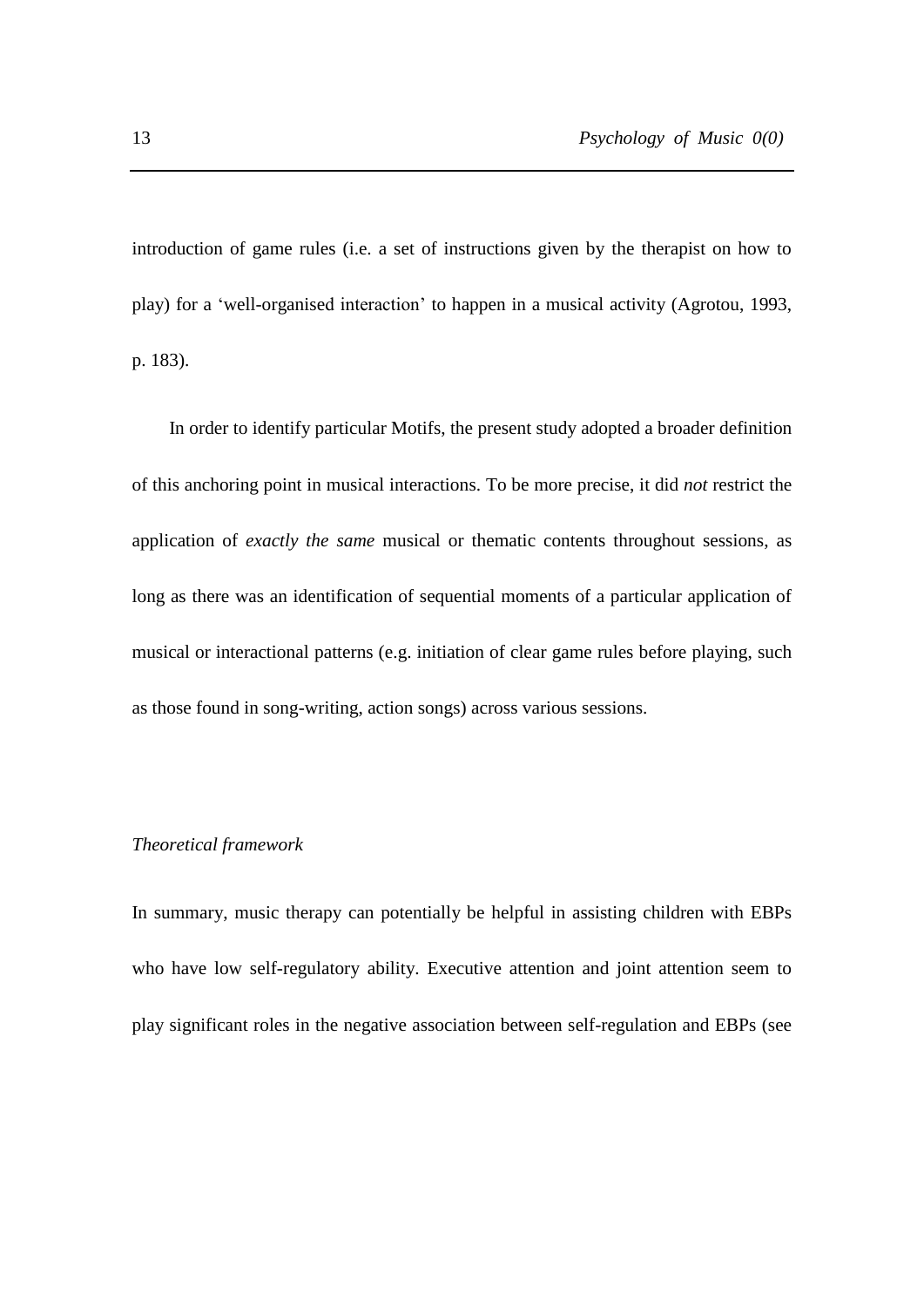introduction of game rules (i.e. a set of instructions given by the therapist on how to play) for a 'well-organised interaction' to happen in a musical activity (Agrotou, 1993, p. 183).

In order to identify particular Motifs, the present study adopted a broader definition of this anchoring point in musical interactions. To be more precise, it did *not* restrict the application of *exactly the same* musical or thematic contents throughout sessions, as long as there was an identification of sequential moments of a particular application of musical or interactional patterns (e.g. initiation of clear game rules before playing, such as those found in song-writing, action songs) across various sessions.

### *Theoretical framework*

In summary, music therapy can potentially be helpful in assisting children with EBPs who have low self-regulatory ability. Executive attention and joint attention seem to play significant roles in the negative association between self-regulation and EBPs (see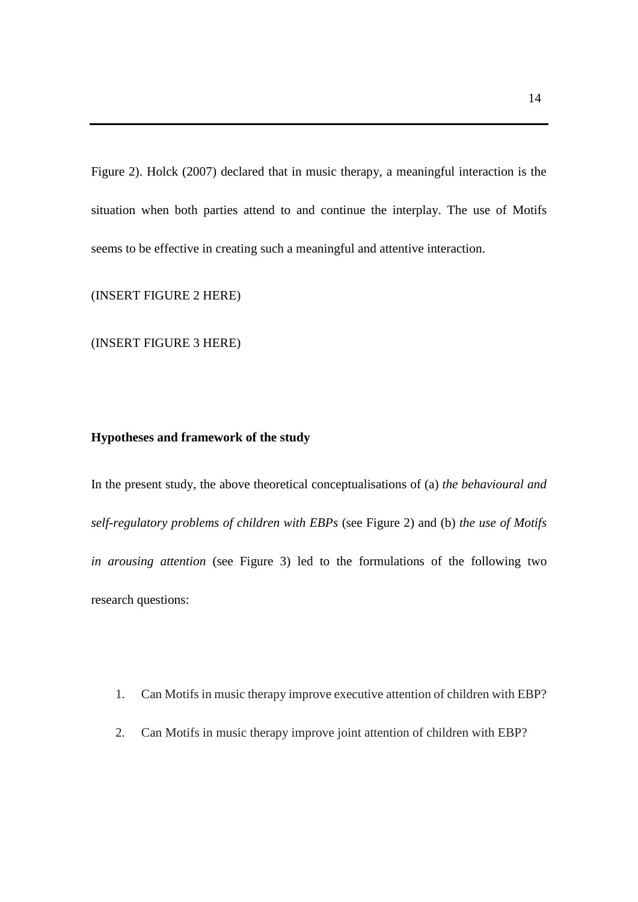Figure 2). Holck (2007) declared that in music therapy, a meaningful interaction is the situation when both parties attend to and continue the interplay. The use of Motifs seems to be effective in creating such a meaningful and attentive interaction.

(INSERT FIGURE 2 HERE)

(INSERT FIGURE 3 HERE)

**Hypotheses and framework of the study**

In the present study, the above theoretical conceptualisations of (a) *the behavioural and self-regulatory problems of children with EBPs* (see Figure 2) and (b) *the use of Motifs in arousing attention* (see Figure 3) led to the formulations of the following two research questions:

1. Can Motifs in music therapy improve executive attention of children with EBP?
2. Can Motifs in music therapy improve joint attention of children with EBP?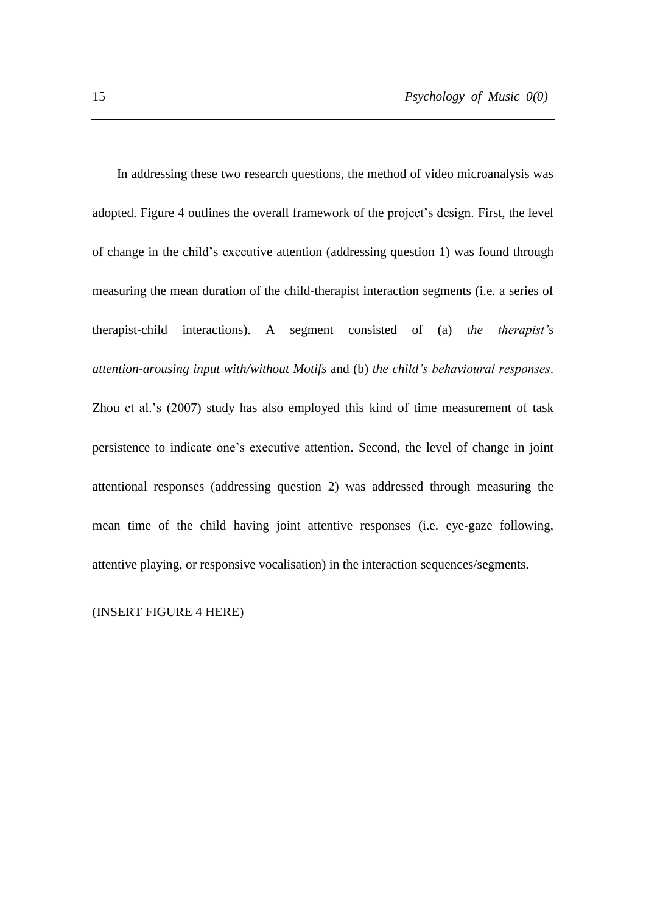In addressing these two research questions, the method of video microanalysis was adopted. Figure 4 outlines the overall framework of the project's design. First, the level of change in the child's executive attention (addressing question 1) was found through measuring the mean duration of the child-therapist interaction segments (i.e. a series of therapist-child interactions). A segment consisted of (a) *the therapist's attention-arousing input with/without Motifs* and (b) *the child's behavioural responses*. Zhou et al.'s (2007) study has also employed this kind of time measurement of task persistence to indicate one's executive attention. Second, the level of change in joint attentional responses (addressing question 2) was addressed through measuring the mean time of the child having joint attentive responses (i.e. eye-gaze following, attentive playing, or responsive vocalisation) in the interaction sequences/segments.

(INSERT FIGURE 4 HERE)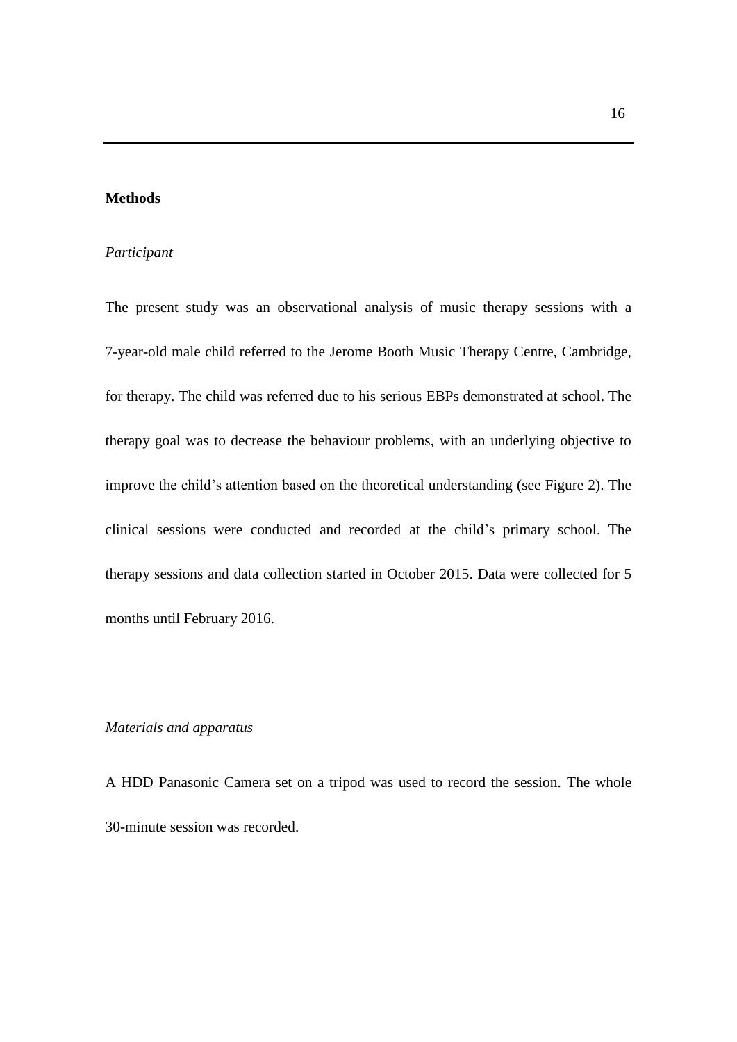## Methods

### *Participant*

The present study was an observational analysis of music therapy sessions with a 7-year-old male child referred to the Jerome Booth Music Therapy Centre, Cambridge, for therapy. The child was referred due to his serious EBPs demonstrated at school. The therapy goal was to decrease the behaviour problems, with an underlying objective to improve the child's attention based on the theoretical understanding (see Figure 2). The clinical sessions were conducted and recorded at the child's primary school. The therapy sessions and data collection started in October 2015. Data were collected for 5 months until February 2016.

### *Materials and apparatus*

A HDD Panasonic Camera set on a tripod was used to record the session. The whole 30-minute session was recorded.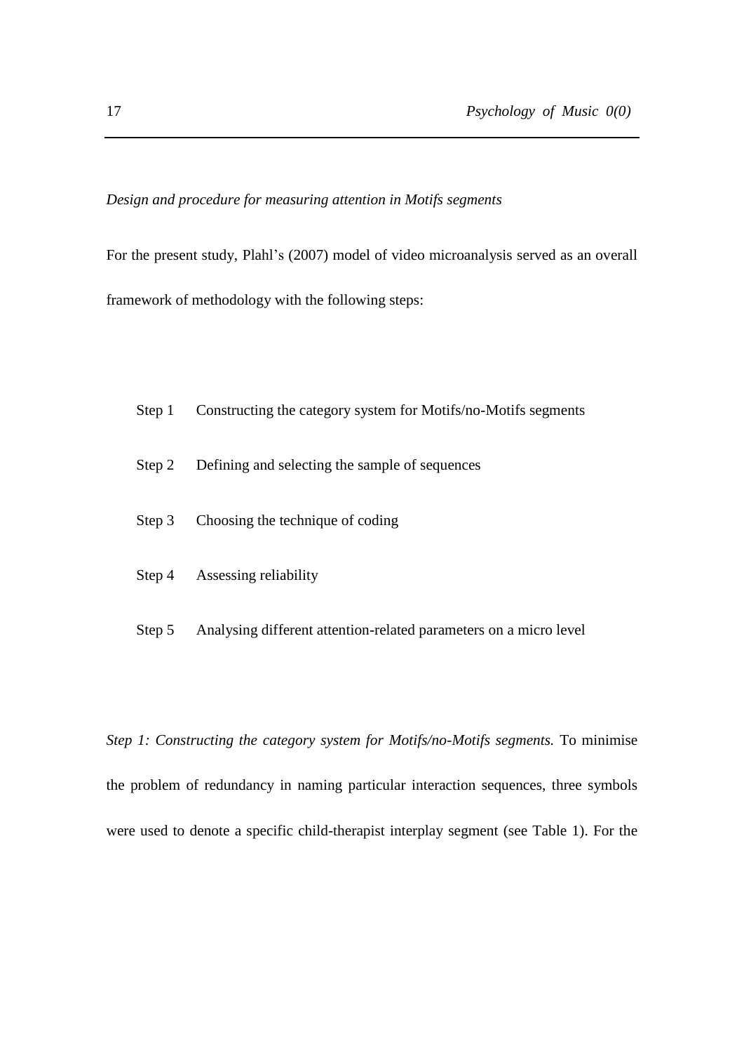*Design and procedure for measuring attention in Motifs segments*

For the present study, Plahl's (2007) model of video microanalysis served as an overall framework of methodology with the following steps:

Step 1 Constructing the category system for Motifs/no-Motifs segments

Step 2 Defining and selecting the sample of sequences

Step 3 Choosing the technique of coding

Step 4 Assessing reliability

Step 5 Analysing different attention-related parameters on a micro level

*Step 1: Constructing the category system for Motifs/no-Motifs segments.* To minimise the problem of redundancy in naming particular interaction sequences, three symbols were used to denote a specific child-therapist interplay segment (see Table 1). For the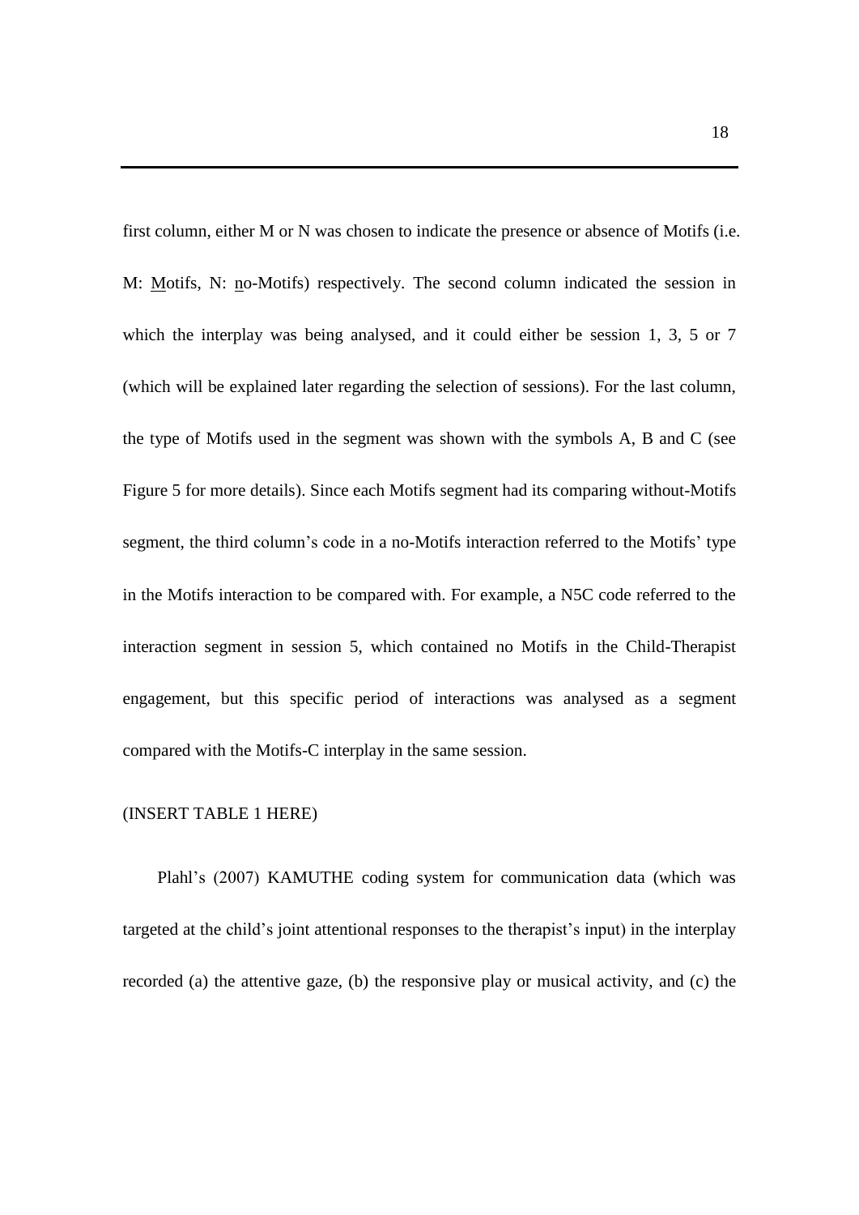first column, either M or N was chosen to indicate the presence or absence of Motifs (i.e. M: Motifs, N: no-Motifs) respectively. The second column indicated the session in which the interplay was being analysed, and it could either be session 1, 3, 5 or 7 (which will be explained later regarding the selection of sessions). For the last column, the type of Motifs used in the segment was shown with the symbols A, B and C (see Figure 5 for more details). Since each Motifs segment had its comparing without-Motifs segment, the third column's code in a no-Motifs interaction referred to the Motifs' type in the Motifs interaction to be compared with. For example, a N5C code referred to the interaction segment in session 5, which contained no Motifs in the Child-Therapist engagement, but this specific period of interactions was analysed as a segment compared with the Motifs-C interplay in the same session.

(INSERT TABLE 1 HERE)

Plahl's (2007) KAMUTHE coding system for communication data (which was targeted at the child's joint attentional responses to the therapist's input) in the interplay recorded (a) the attentive gaze, (b) the responsive play or musical activity, and (c) the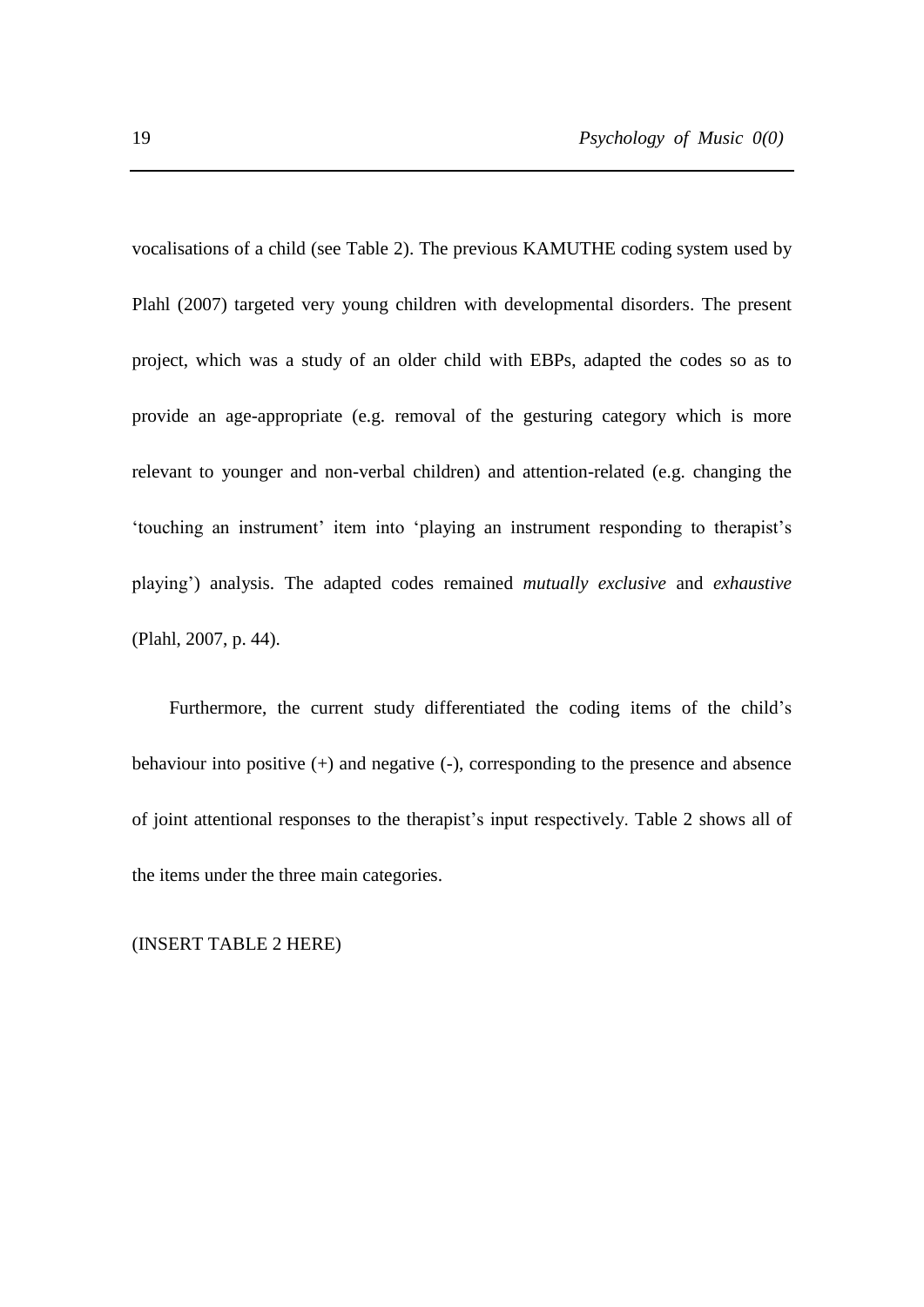vocalisations of a child (see Table 2). The previous KAMUTHE coding system used by Plahl (2007) targeted very young children with developmental disorders. The present project, which was a study of an older child with EBPs, adapted the codes so as to provide an age-appropriate (e.g. removal of the gesturing category which is more relevant to younger and non-verbal children) and attention-related (e.g. changing the 'touching an instrument' item into 'playing an instrument responding to therapist's playing') analysis. The adapted codes remained *mutually exclusive* and *exhaustive* (Plahl, 2007, p. 44).

Furthermore, the current study differentiated the coding items of the child's behaviour into positive (+) and negative (-), corresponding to the presence and absence of joint attentional responses to the therapist's input respectively. Table 2 shows all of the items under the three main categories.

(INSERT TABLE 2 HERE)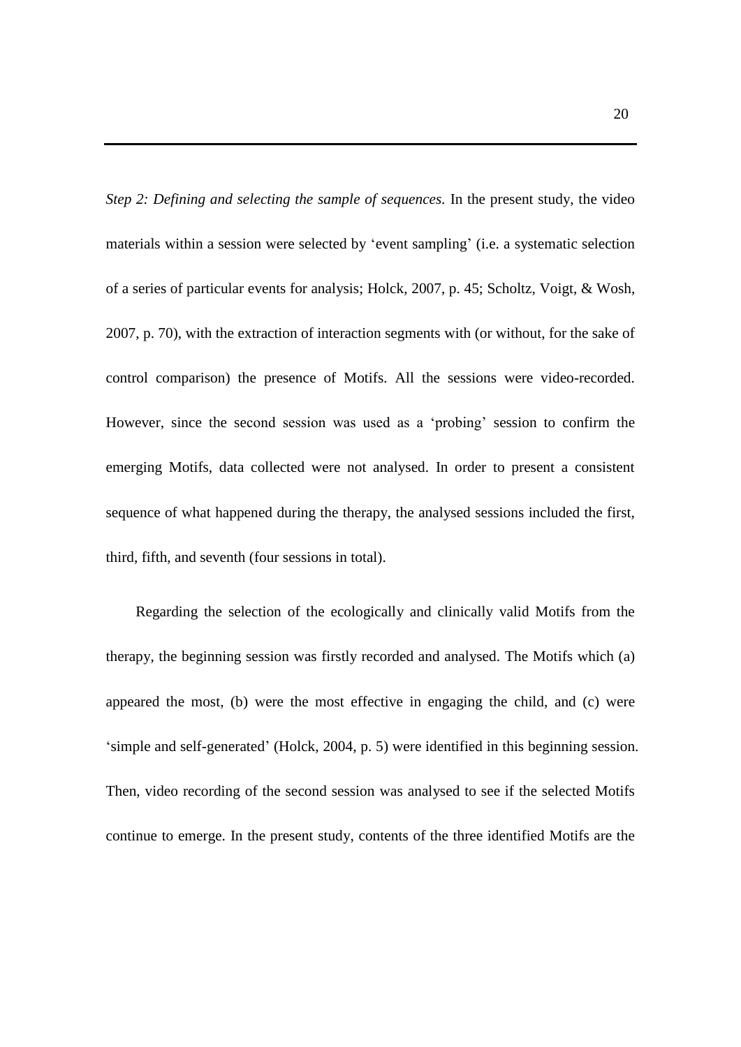*Step 2: Defining and selecting the sample of sequences.* In the present study, the video materials within a session were selected by 'event sampling' (i.e. a systematic selection of a series of particular events for analysis; Holck, 2007, p. 45; Scholtz, Voigt, & Wosh, 2007, p. 70), with the extraction of interaction segments with (or without, for the sake of control comparison) the presence of Motifs. All the sessions were video-recorded. However, since the second session was used as a 'probing' session to confirm the emerging Motifs, data collected were not analysed. In order to present a consistent sequence of what happened during the therapy, the analysed sessions included the first, third, fifth, and seventh (four sessions in total).

Regarding the selection of the ecologically and clinically valid Motifs from the therapy, the beginning session was firstly recorded and analysed. The Motifs which (a) appeared the most, (b) were the most effective in engaging the child, and (c) were 'simple and self-generated' (Holck, 2004, p. 5) were identified in this beginning session. Then, video recording of the second session was analysed to see if the selected Motifs continue to emerge. In the present study, contents of the three identified Motifs are the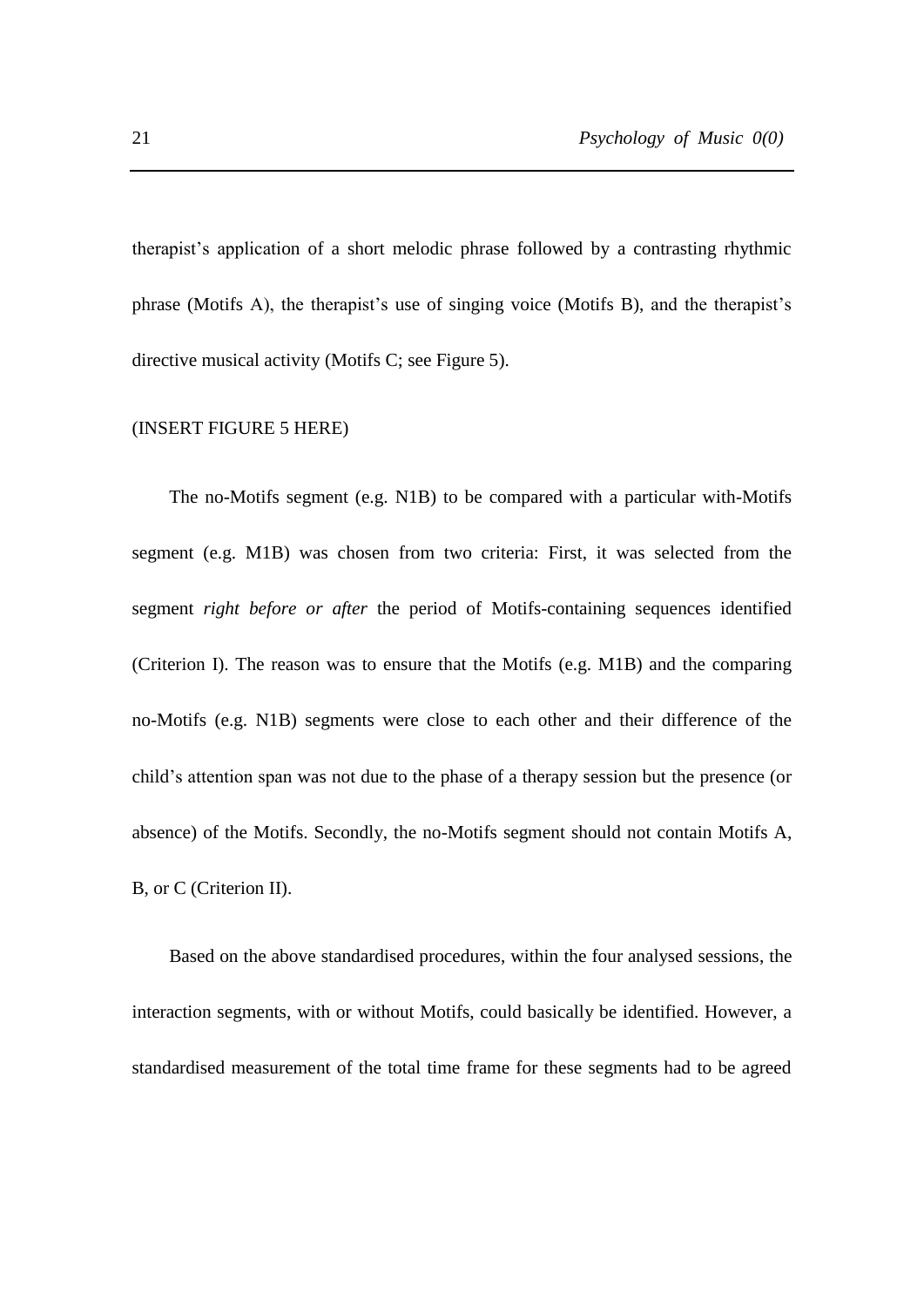therapist's application of a short melodic phrase followed by a contrasting rhythmic phrase (Motifs A), the therapist's use of singing voice (Motifs B), and the therapist's directive musical activity (Motifs C; see Figure 5).

(INSERT FIGURE 5 HERE)

The no-Motifs segment (e.g. N1B) to be compared with a particular with-Motifs segment (e.g. M1B) was chosen from two criteria: First, it was selected from the segment *right before or after* the period of Motifs-containing sequences identified (Criterion I). The reason was to ensure that the Motifs (e.g. M1B) and the comparing no-Motifs (e.g. N1B) segments were close to each other and their difference of the child's attention span was not due to the phase of a therapy session but the presence (or absence) of the Motifs. Secondly, the no-Motifs segment should not contain Motifs A, B, or C (Criterion II).

Based on the above standardised procedures, within the four analysed sessions, the interaction segments, with or without Motifs, could basically be identified. However, a standardised measurement of the total time frame for these segments had to be agreed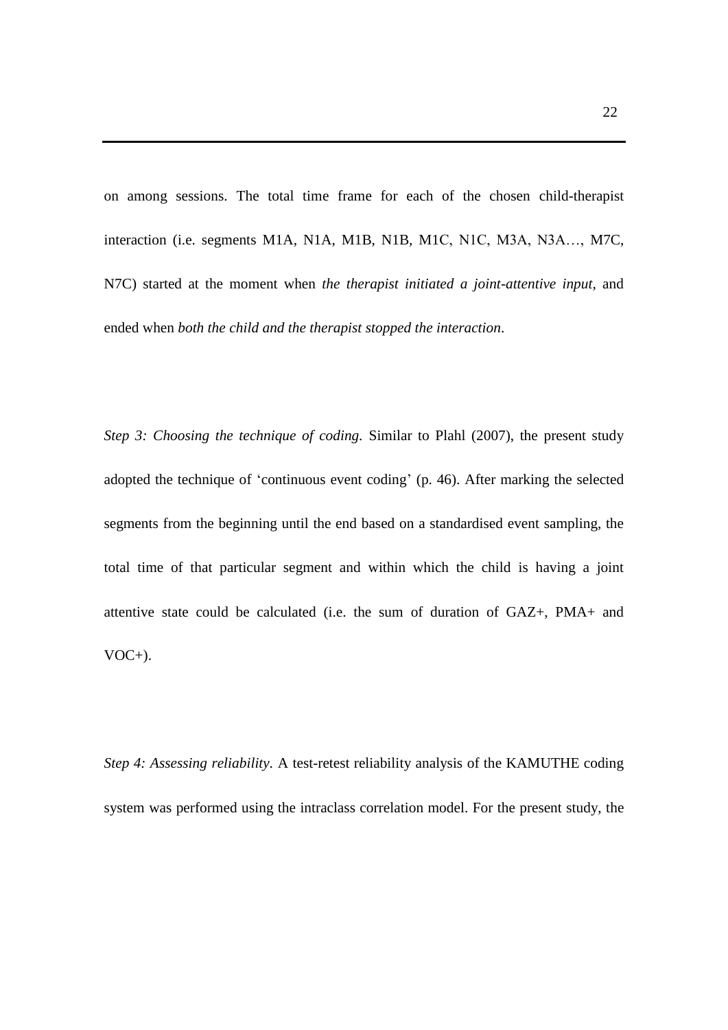on among sessions. The total time frame for each of the chosen child-therapist interaction (i.e. segments M1A, N1A, M1B, N1B, M1C, N1C, M3A, N3A…, M7C, N7C) started at the moment when *the therapist initiated a joint-attentive input*, and ended when *both the child and the therapist stopped the interaction*.

*Step 3: Choosing the technique of coding*. Similar to Plahl (2007), the present study adopted the technique of 'continuous event coding' (p. 46). After marking the selected segments from the beginning until the end based on a standardised event sampling, the total time of that particular segment and within which the child is having a joint attentive state could be calculated (i.e. the sum of duration of GAZ+, PMA+ and VOC+).

*Step 4: Assessing reliability*. A test-retest reliability analysis of the KAMUTHE coding system was performed using the intraclass correlation model. For the present study, the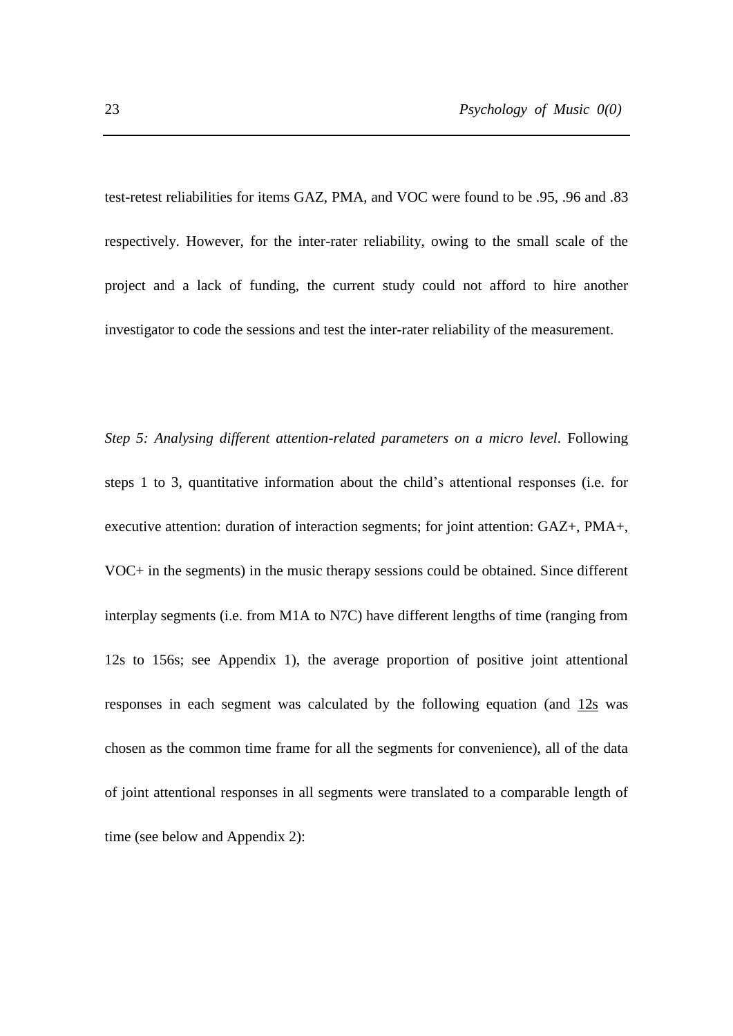test-retest reliabilities for items GAZ, PMA, and VOC were found to be .95, .96 and .83 respectively. However, for the inter-rater reliability, owing to the small scale of the project and a lack of funding, the current study could not afford to hire another investigator to code the sessions and test the inter-rater reliability of the measurement.

*Step 5: Analysing different attention-related parameters on a micro level*. Following steps 1 to 3, quantitative information about the child's attentional responses (i.e. for executive attention: duration of interaction segments; for joint attention: GAZ+, PMA+, VOC+ in the segments) in the music therapy sessions could be obtained. Since different interplay segments (i.e. from M1A to N7C) have different lengths of time (ranging from 12s to 156s; see Appendix 1), the average proportion of positive joint attentional responses in each segment was calculated by the following equation (and <u>12s</u> was chosen as the common time frame for all the segments for convenience), all of the data of joint attentional responses in all segments were translated to a comparable length of time (see below and Appendix 2):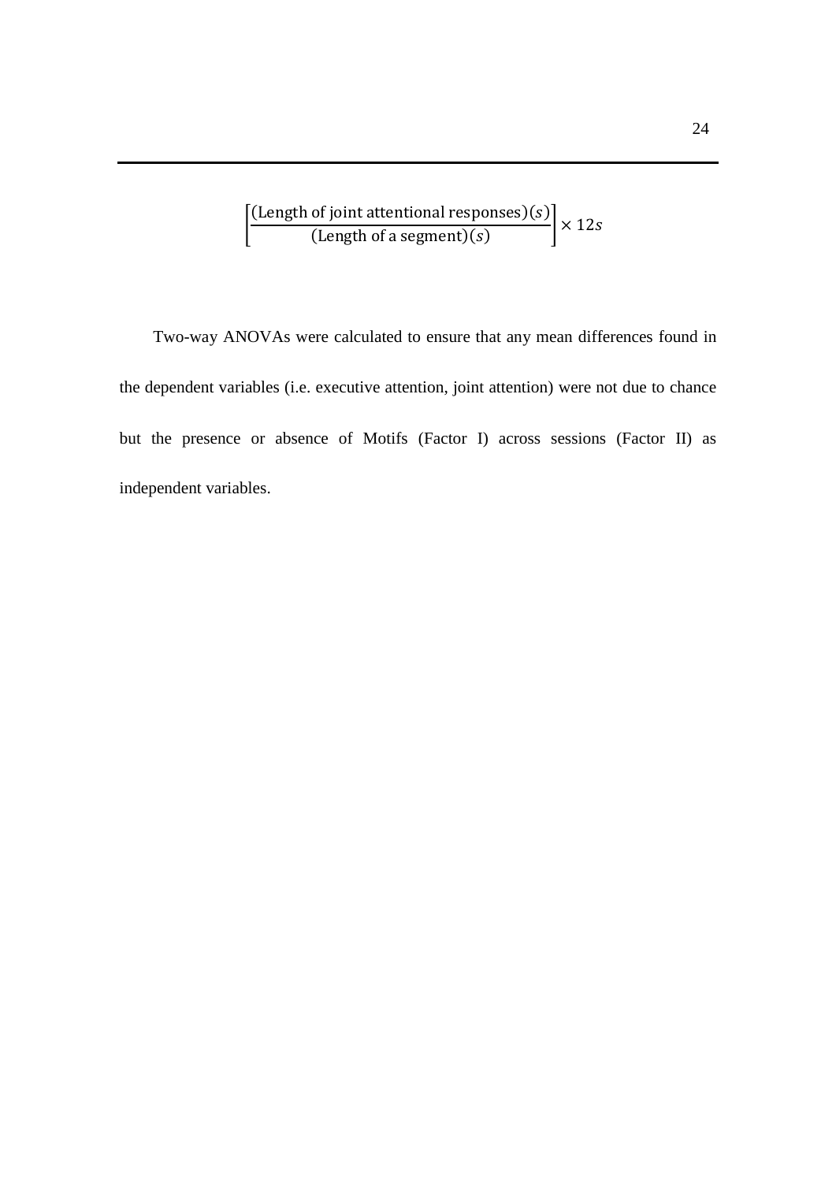$$\left[\frac{(\text{Length of joint attentional responses})(s)}{(\text{Length of a segment})(s)}\right] \times 12s$$

Two-way ANOVAs were calculated to ensure that any mean differences found in the dependent variables (i.e. executive attention, joint attention) were not due to chance but the presence or absence of Motifs (Factor I) across sessions (Factor II) as independent variables.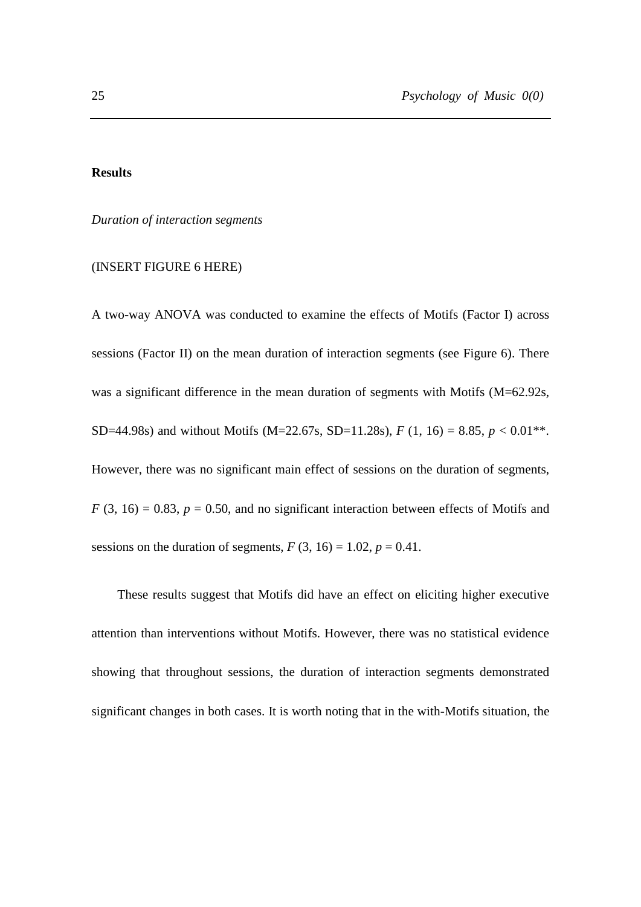**Results**

*Duration of interaction segments*

(INSERT FIGURE 6 HERE)

A two-way ANOVA was conducted to examine the effects of Motifs (Factor I) across sessions (Factor II) on the mean duration of interaction segments (see Figure 6). There was a significant difference in the mean duration of segments with Motifs (M=62.92s, SD=44.98s) and without Motifs (M=22.67s, SD=11.28s), $F$ (1, 16) = 8.85, $p < 0.01$**. However, there was no significant main effect of sessions on the duration of segments, $F$ (3, 16) = 0.83, $p = 0.50$, and no significant interaction between effects of Motifs and sessions on the duration of segments, $F$ (3, 16) = 1.02, $p = 0.41$.

These results suggest that Motifs did have an effect on eliciting higher executive attention than interventions without Motifs. However, there was no statistical evidence showing that throughout sessions, the duration of interaction segments demonstrated significant changes in both cases. It is worth noting that in the with-Motifs situation, the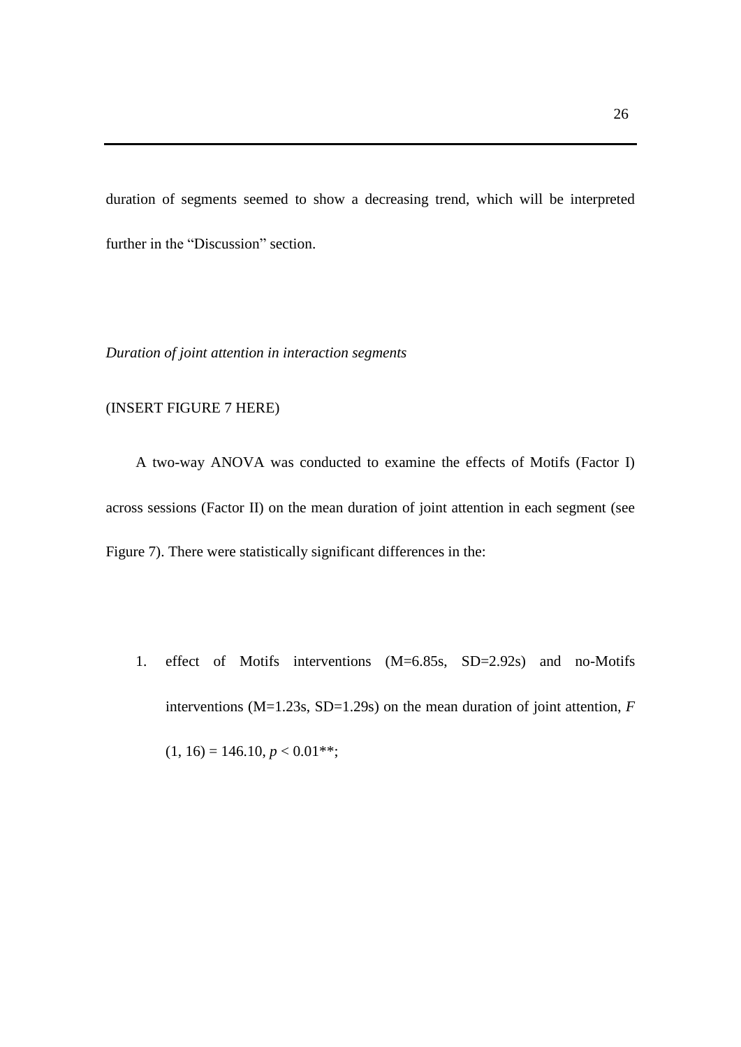duration of segments seemed to show a decreasing trend, which will be interpreted further in the "Discussion" section.

*Duration of joint attention in interaction segments*

(INSERT FIGURE 7 HERE)

A two-way ANOVA was conducted to examine the effects of Motifs (Factor I) across sessions (Factor II) on the mean duration of joint attention in each segment (see Figure 7). There were statistically significant differences in the:

1. effect of Motifs interventions (M=6.85s, SD=2.92s) and no-Motifs interventions (M=1.23s, SD=1.29s) on the mean duration of joint attention, $F(1, 16) = 146.10$, $p < 0.01$**;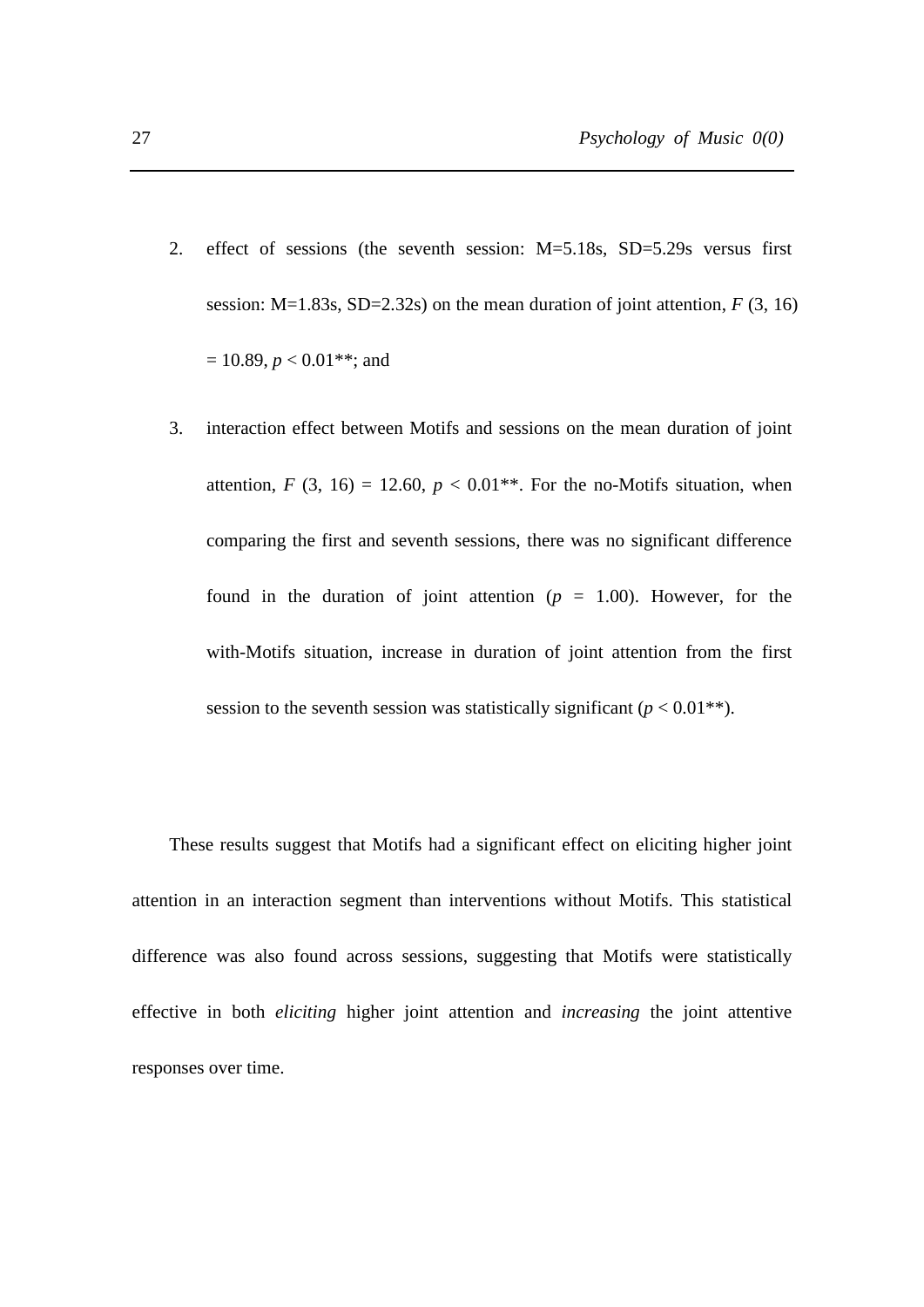2. effect of sessions (the seventh session: M=5.18s, SD=5.29s versus first session: M=1.83s, SD=2.32s) on the mean duration of joint attention, $F(3, 16) = 10.89$, $p < 0.01$**; and

3. interaction effect between Motifs and sessions on the mean duration of joint attention, $F(3, 16) = 12.60$, $p < 0.01$**. For the no-Motifs situation, when comparing the first and seventh sessions, there was no significant difference found in the duration of joint attention ($p = 1.00$). However, for the with-Motifs situation, increase in duration of joint attention from the first session to the seventh session was statistically significant ($p < 0.01$**).

These results suggest that Motifs had a significant effect on eliciting higher joint attention in an interaction segment than interventions without Motifs. This statistical difference was also found across sessions, suggesting that Motifs were statistically effective in both *eliciting* higher joint attention and *increasing* the joint attentive responses over time.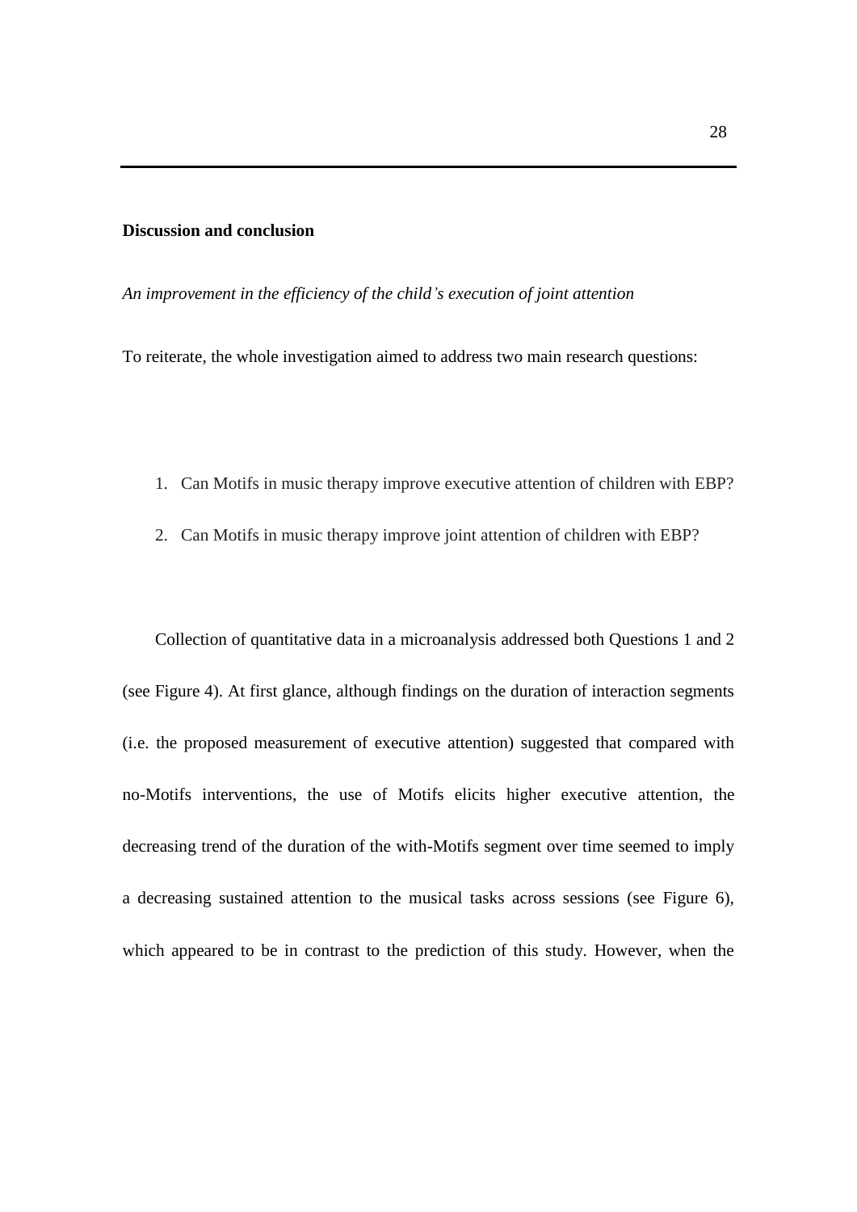## Discussion and conclusion

*An improvement in the efficiency of the child's execution of joint attention*

To reiterate, the whole investigation aimed to address two main research questions:

1. Can Motifs in music therapy improve executive attention of children with EBP?
2. Can Motifs in music therapy improve joint attention of children with EBP?

Collection of quantitative data in a microanalysis addressed both Questions 1 and 2 (see Figure 4). At first glance, although findings on the duration of interaction segments (i.e. the proposed measurement of executive attention) suggested that compared with no-Motifs interventions, the use of Motifs elicits higher executive attention, the decreasing trend of the duration of the with-Motifs segment over time seemed to imply a decreasing sustained attention to the musical tasks across sessions (see Figure 6), which appeared to be in contrast to the prediction of this study. However, when the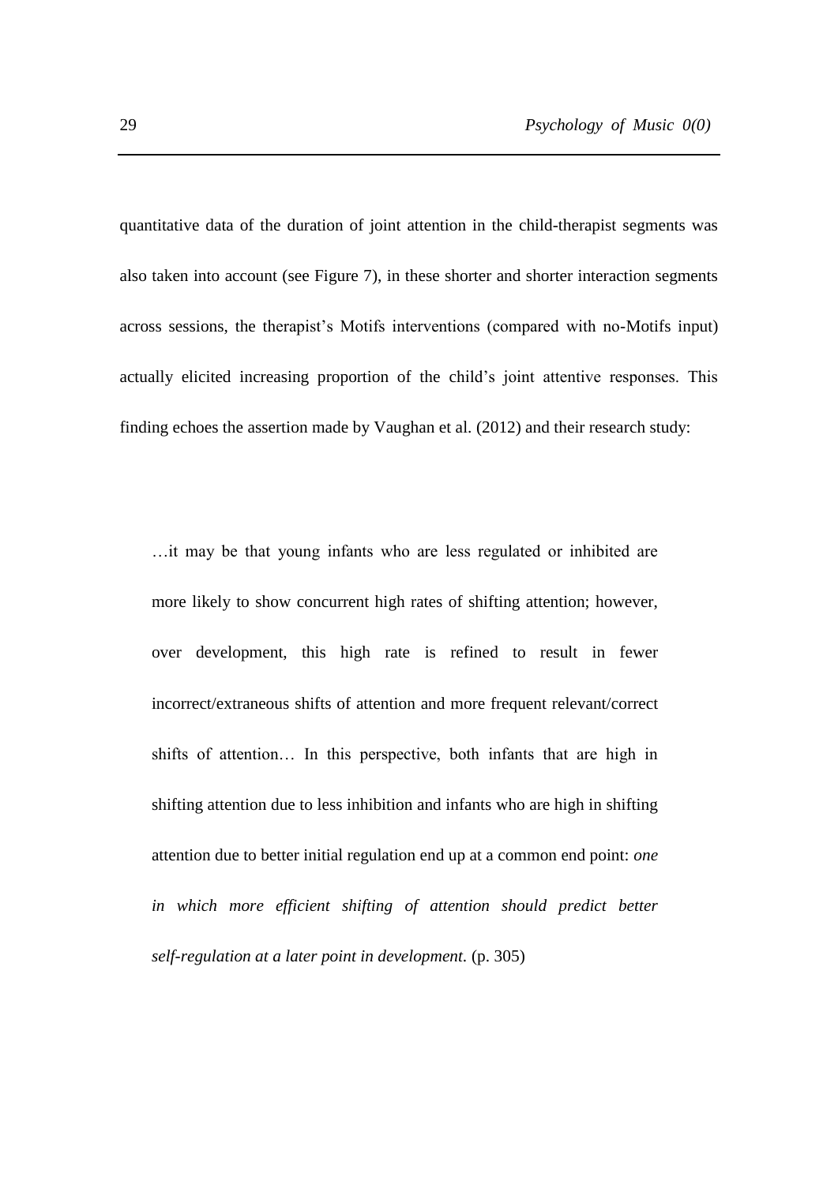quantitative data of the duration of joint attention in the child-therapist segments was also taken into account (see Figure 7), in these shorter and shorter interaction segments across sessions, the therapist's Motifs interventions (compared with no-Motifs input) actually elicited increasing proportion of the child's joint attentive responses. This finding echoes the assertion made by Vaughan et al. (2012) and their research study:

> …it may be that young infants who are less regulated or inhibited are more likely to show concurrent high rates of shifting attention; however, over development, this high rate is refined to result in fewer incorrect/extraneous shifts of attention and more frequent relevant/correct shifts of attention… In this perspective, both infants that are high in shifting attention due to less inhibition and infants who are high in shifting attention due to better initial regulation end up at a common end point: *one in which more efficient shifting of attention should predict better self-regulation at a later point in development.* (p. 305)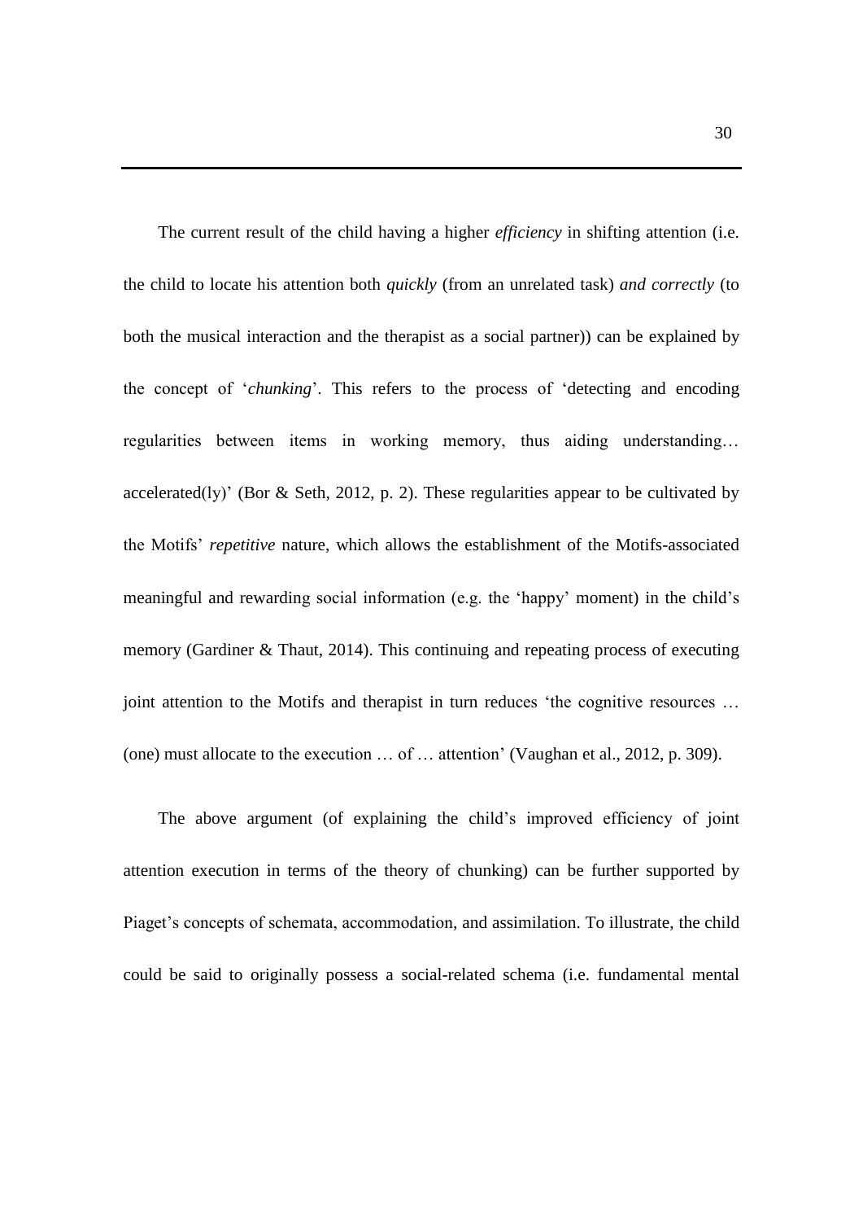The current result of the child having a higher *efficiency* in shifting attention (i.e. the child to locate his attention both *quickly* (from an unrelated task) *and correctly* (to both the musical interaction and the therapist as a social partner)) can be explained by the concept of '*chunking*'. This refers to the process of 'detecting and encoding regularities between items in working memory, thus aiding understanding… accelerated(ly)' (Bor & Seth, 2012, p. 2). These regularities appear to be cultivated by the Motifs' *repetitive* nature, which allows the establishment of the Motifs-associated meaningful and rewarding social information (e.g. the 'happy' moment) in the child's memory (Gardiner & Thaut, 2014). This continuing and repeating process of executing joint attention to the Motifs and therapist in turn reduces 'the cognitive resources … (one) must allocate to the execution … of … attention' (Vaughan et al., 2012, p. 309).

The above argument (of explaining the child's improved efficiency of joint attention execution in terms of the theory of chunking) can be further supported by Piaget's concepts of schemata, accommodation, and assimilation. To illustrate, the child could be said to originally possess a social-related schema (i.e. fundamental mental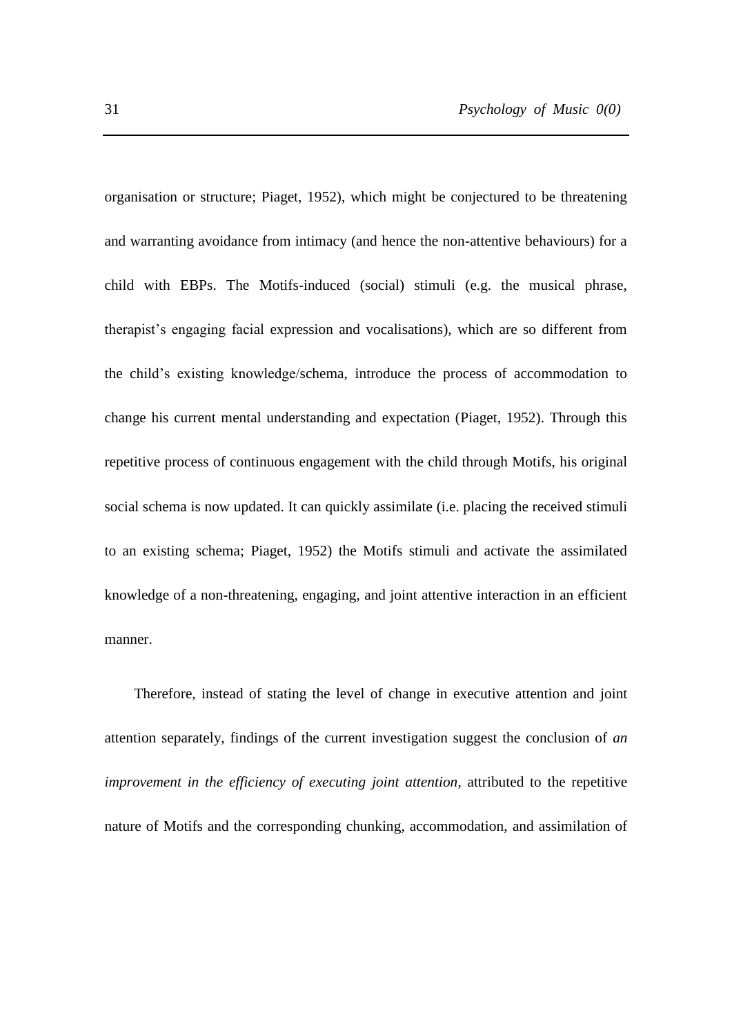organisation or structure; Piaget, 1952), which might be conjectured to be threatening and warranting avoidance from intimacy (and hence the non-attentive behaviours) for a child with EBPs. The Motifs-induced (social) stimuli (e.g. the musical phrase, therapist's engaging facial expression and vocalisations), which are so different from the child's existing knowledge/schema, introduce the process of accommodation to change his current mental understanding and expectation (Piaget, 1952). Through this repetitive process of continuous engagement with the child through Motifs, his original social schema is now updated. It can quickly assimilate (i.e. placing the received stimuli to an existing schema; Piaget, 1952) the Motifs stimuli and activate the assimilated knowledge of a non-threatening, engaging, and joint attentive interaction in an efficient manner.

Therefore, instead of stating the level of change in executive attention and joint attention separately, findings of the current investigation suggest the conclusion of *an improvement in the efficiency of executing joint attention*, attributed to the repetitive nature of Motifs and the corresponding chunking, accommodation, and assimilation of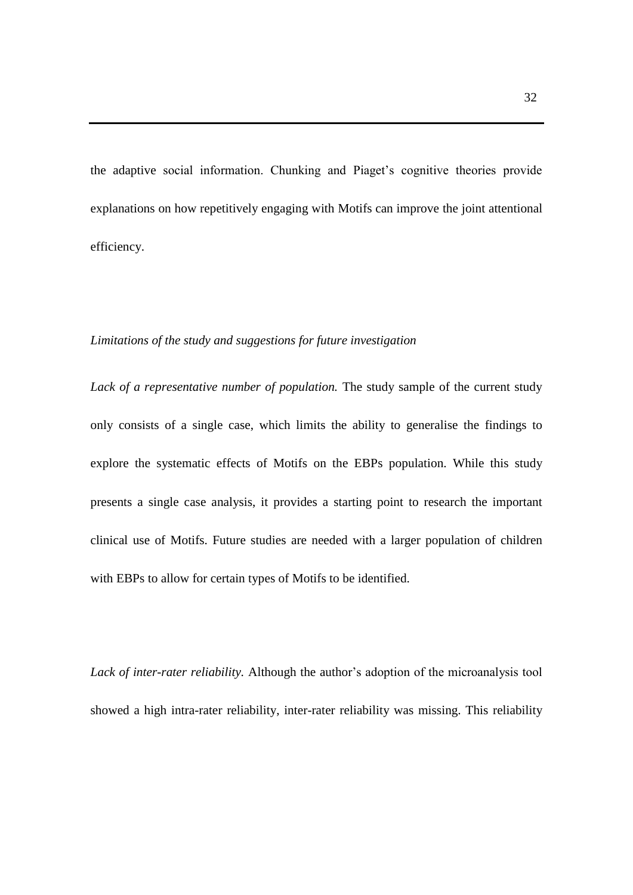the adaptive social information. Chunking and Piaget's cognitive theories provide explanations on how repetitively engaging with Motifs can improve the joint attentional efficiency.

*Limitations of the study and suggestions for future investigation*

*Lack of a representative number of population.* The study sample of the current study only consists of a single case, which limits the ability to generalise the findings to explore the systematic effects of Motifs on the EBPs population. While this study presents a single case analysis, it provides a starting point to research the important clinical use of Motifs. Future studies are needed with a larger population of children with EBPs to allow for certain types of Motifs to be identified.

*Lack of inter-rater reliability.* Although the author's adoption of the microanalysis tool showed a high intra-rater reliability, inter-rater reliability was missing. This reliability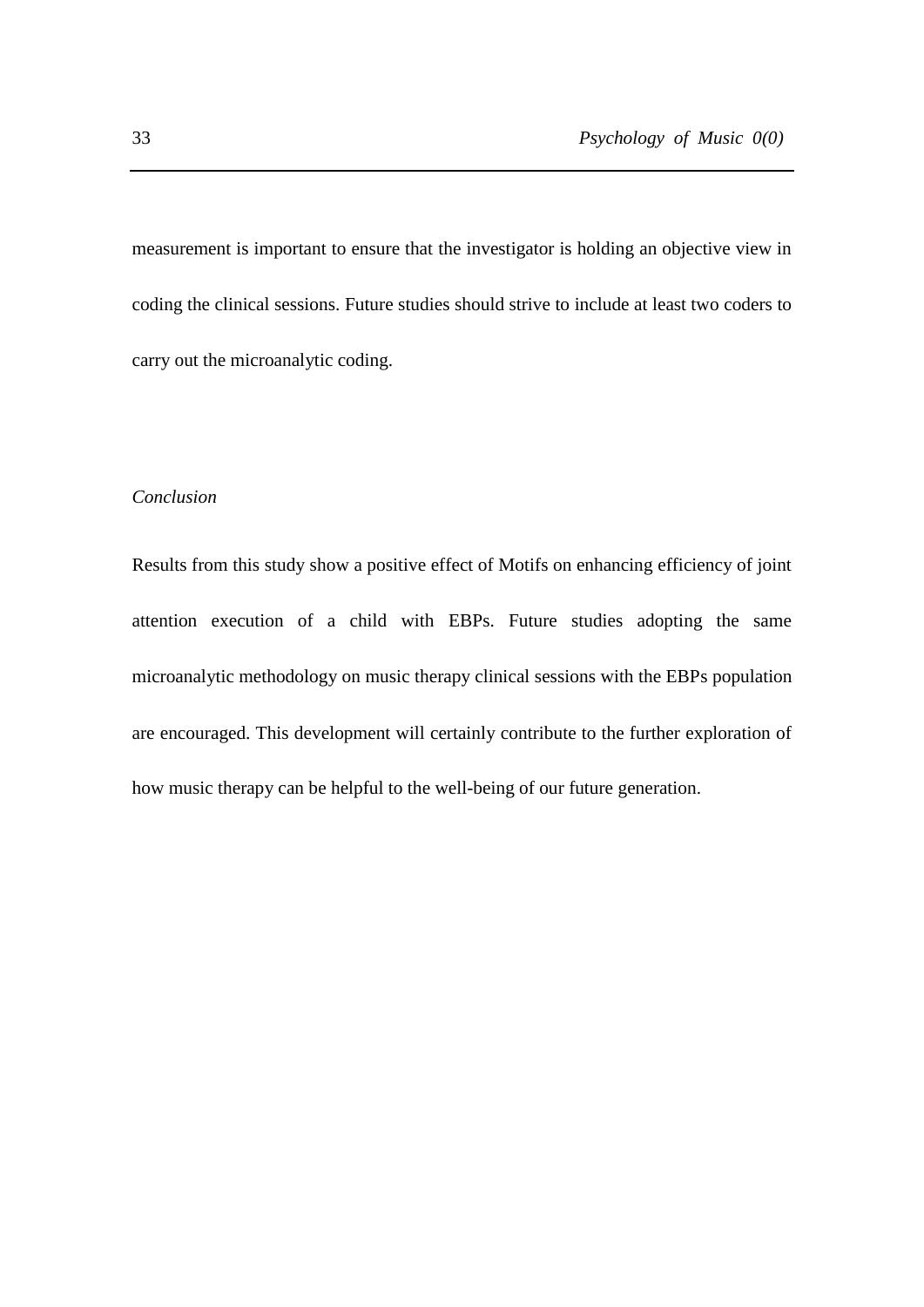measurement is important to ensure that the investigator is holding an objective view in coding the clinical sessions. Future studies should strive to include at least two coders to carry out the microanalytic coding.

### *Conclusion*

Results from this study show a positive effect of Motifs on enhancing efficiency of joint attention execution of a child with EBPs. Future studies adopting the same microanalytic methodology on music therapy clinical sessions with the EBPs population are encouraged. This development will certainly contribute to the further exploration of how music therapy can be helpful to the well-being of our future generation.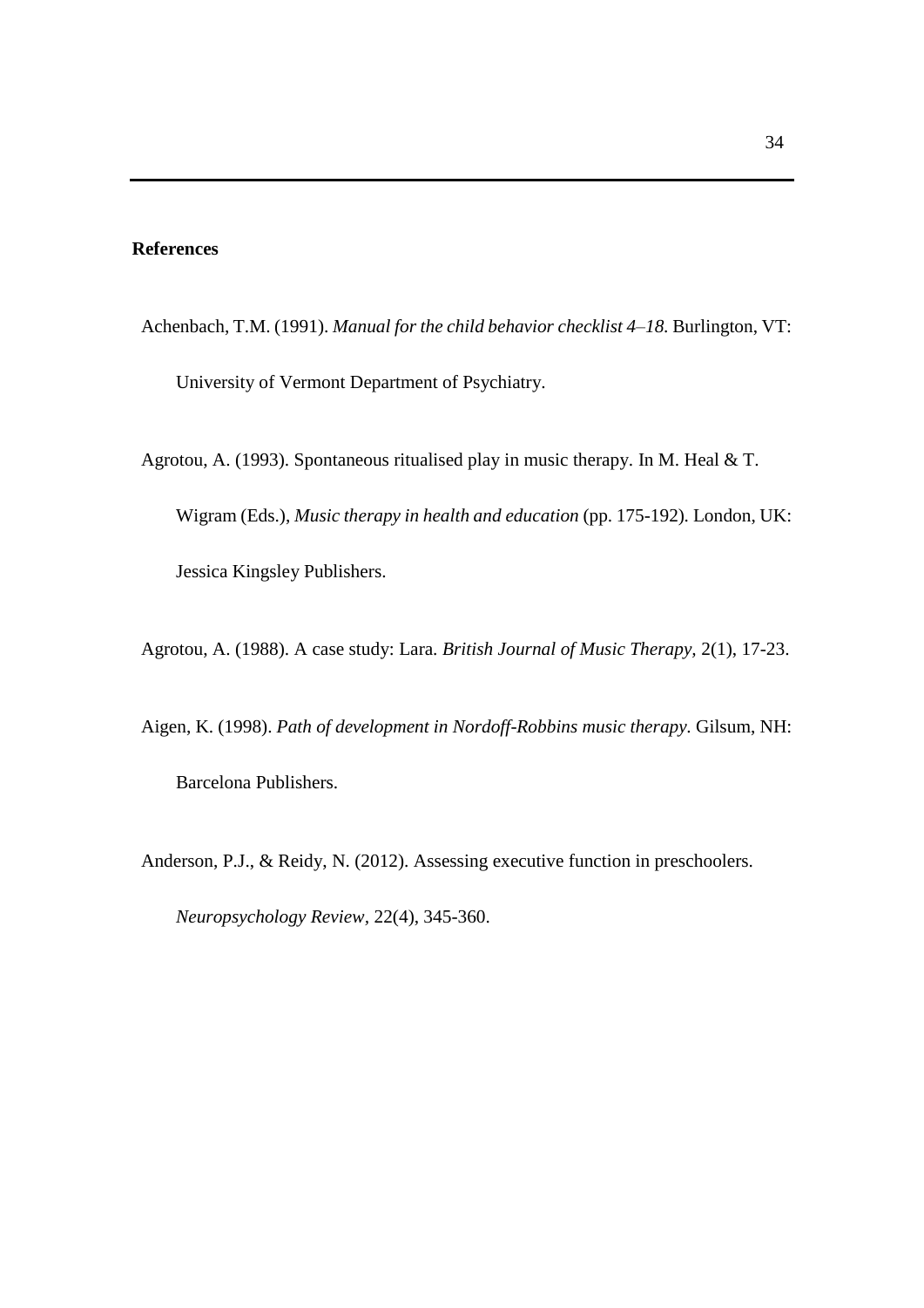**References**

Achenbach, T.M. (1991). *Manual for the child behavior checklist 4–18.* Burlington, VT: University of Vermont Department of Psychiatry.

Agrotou, A. (1993). Spontaneous ritualised play in music therapy. In M. Heal & T. Wigram (Eds.), *Music therapy in health and education* (pp. 175-192). London, UK: Jessica Kingsley Publishers.

Agrotou, A. (1988). A case study: Lara. *British Journal of Music Therapy*, 2(1), 17-23.

Aigen, K. (1998). *Path of development in Nordoff-Robbins music therapy.* Gilsum, NH: Barcelona Publishers.

Anderson, P.J., & Reidy, N. (2012). Assessing executive function in preschoolers. *Neuropsychology Review*, 22(4), 345-360.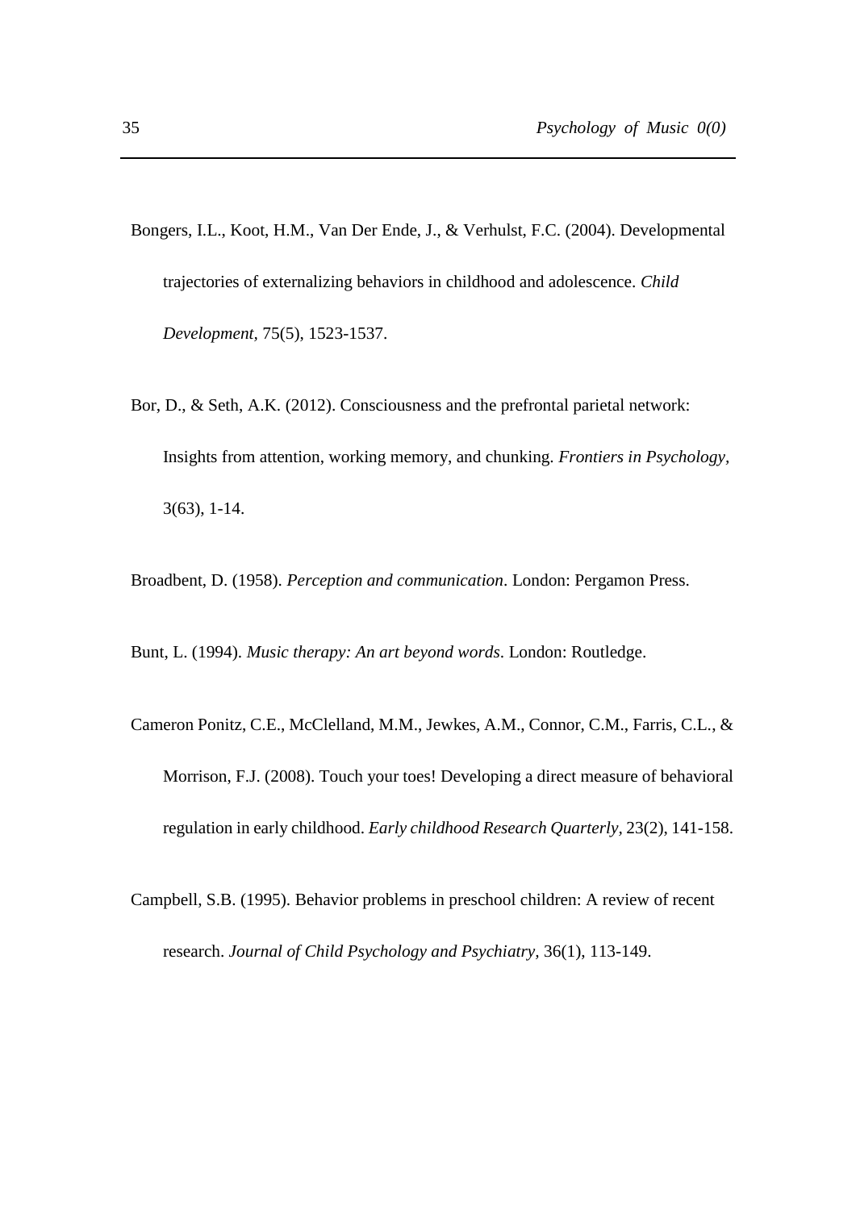Bongers, I.L., Koot, H.M., Van Der Ende, J., & Verhulst, F.C. (2004). Developmental trajectories of externalizing behaviors in childhood and adolescence. *Child Development,* 75(5), 1523-1537.

Bor, D., & Seth, A.K. (2012). Consciousness and the prefrontal parietal network: Insights from attention, working memory, and chunking. *Frontiers in Psychology,* 3(63), 1-14.

Broadbent, D. (1958). *Perception and communication*. London: Pergamon Press.

Bunt, L. (1994). *Music therapy: An art beyond words*. London: Routledge.

Cameron Ponitz, C.E., McClelland, M.M., Jewkes, A.M., Connor, C.M., Farris, C.L., & Morrison, F.J. (2008). Touch your toes! Developing a direct measure of behavioral regulation in early childhood. *Early childhood Research Quarterly*, 23(2), 141-158.

Campbell, S.B. (1995). Behavior problems in preschool children: A review of recent research. *Journal of Child Psychology and Psychiatry*, 36(1), 113-149.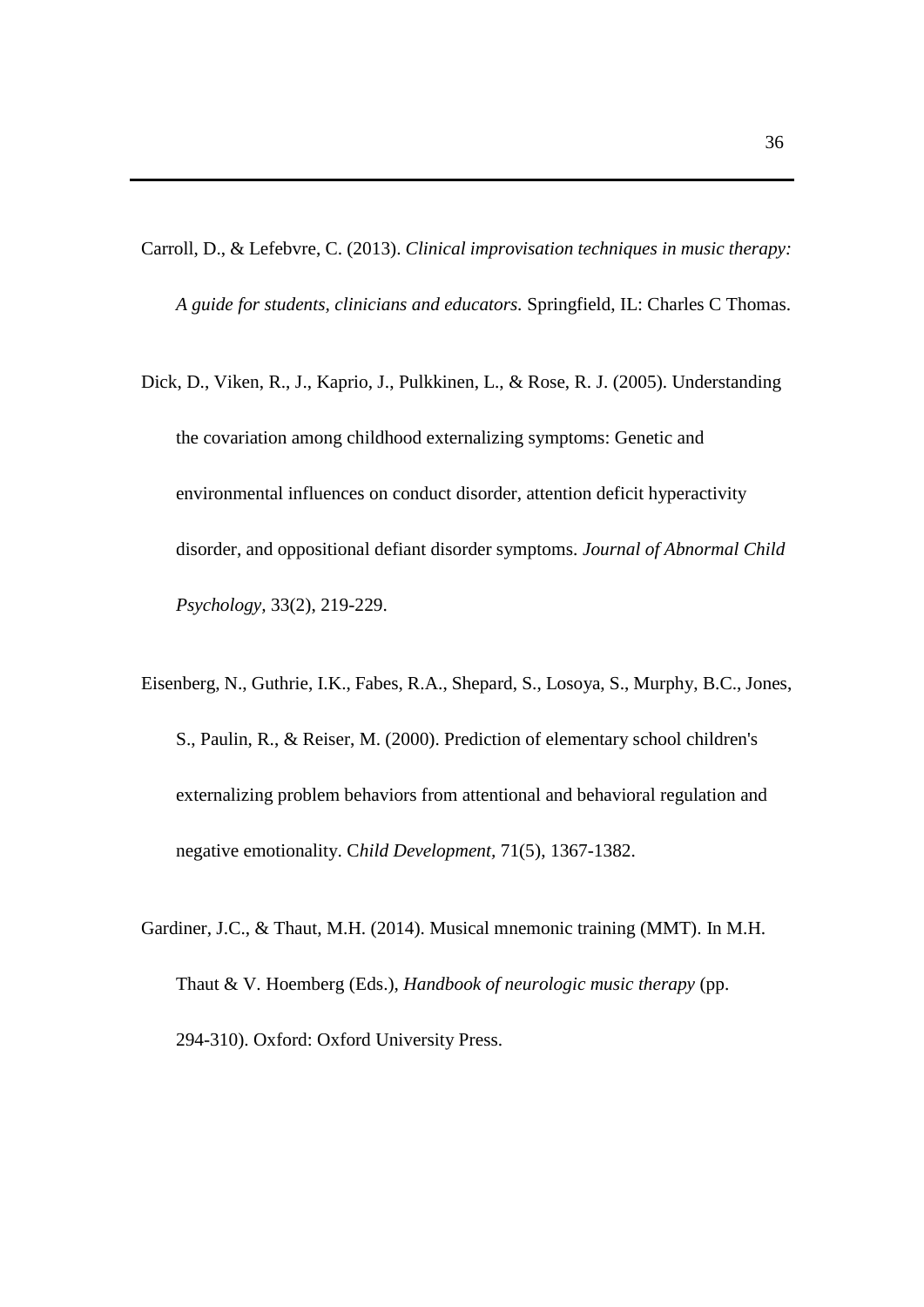Carroll, D., & Lefebvre, C. (2013). *Clinical improvisation techniques in music therapy: A guide for students, clinicians and educators.* Springfield, IL: Charles C Thomas.

Dick, D., Viken, R., J., Kaprio, J., Pulkkinen, L., & Rose, R. J. (2005). Understanding the covariation among childhood externalizing symptoms: Genetic and environmental influences on conduct disorder, attention deficit hyperactivity disorder, and oppositional defiant disorder symptoms. *Journal of Abnormal Child Psychology,* 33(2), 219-229.

Eisenberg, N., Guthrie, I.K., Fabes, R.A., Shepard, S., Losoya, S., Murphy, B.C., Jones, S., Paulin, R., & Reiser, M. (2000). Prediction of elementary school children's externalizing problem behaviors from attentional and behavioral regulation and negative emotionality. C*hild Development,* 71(5), 1367-1382.

Gardiner, J.C., & Thaut, M.H. (2014). Musical mnemonic training (MMT). In M.H. Thaut & V. Hoemberg (Eds.), *Handbook of neurologic music therapy* (pp. 294-310). Oxford: Oxford University Press.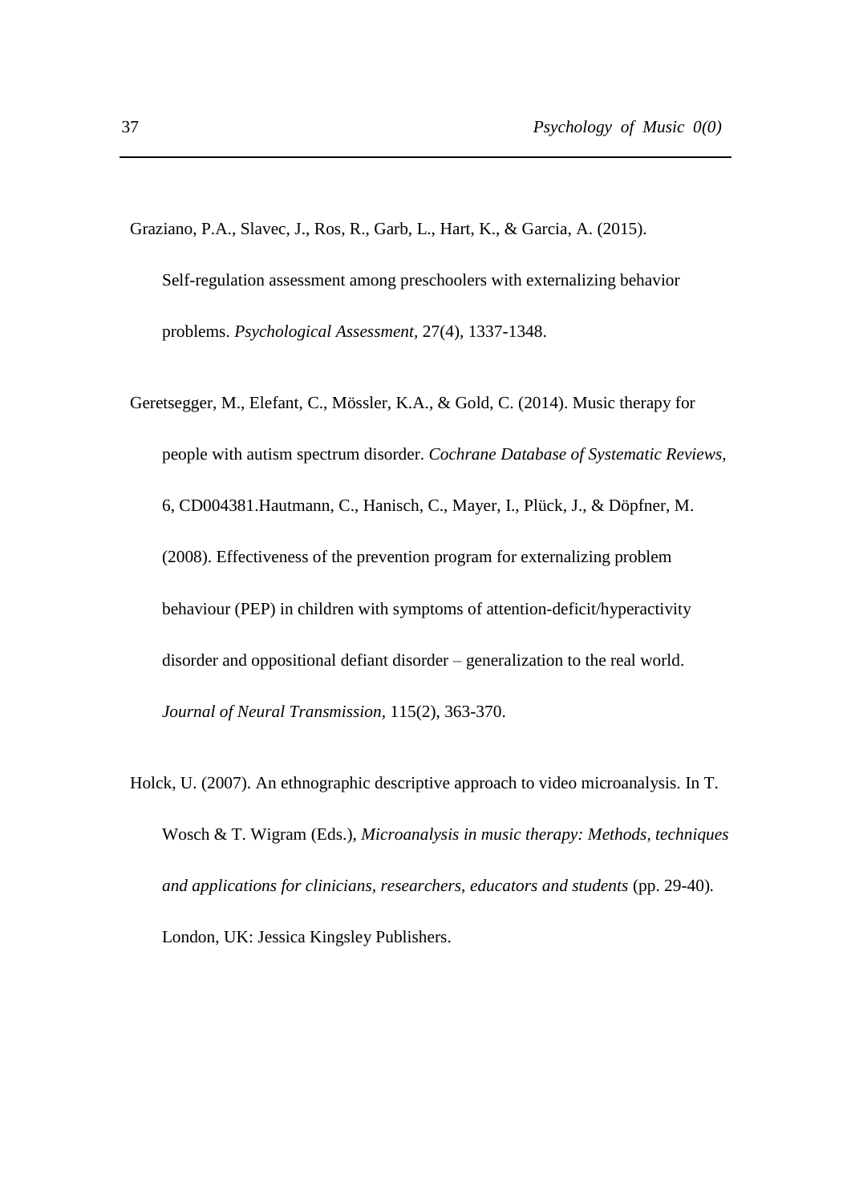Graziano, P.A., Slavec, J., Ros, R., Garb, L., Hart, K., & Garcia, A. (2015). Self-regulation assessment among preschoolers with externalizing behavior problems. *Psychological Assessment*, 27(4), 1337-1348.

Geretsegger, M., Elefant, C., Mössler, K.A., & Gold, C. (2014). Music therapy for people with autism spectrum disorder. *Cochrane Database of Systematic Reviews*, 6, CD004381.Hautmann, C., Hanisch, C., Mayer, I., Plück, J., & Döpfner, M. (2008). Effectiveness of the prevention program for externalizing problem behaviour (PEP) in children with symptoms of attention-deficit/hyperactivity disorder and oppositional defiant disorder – generalization to the real world. *Journal of Neural Transmission*, 115(2), 363-370.

Holck, U. (2007). An ethnographic descriptive approach to video microanalysis. In T. Wosch & T. Wigram (Eds.), *Microanalysis in music therapy: Methods, techniques and applications for clinicians, researchers, educators and students* (pp. 29-40). London, UK: Jessica Kingsley Publishers.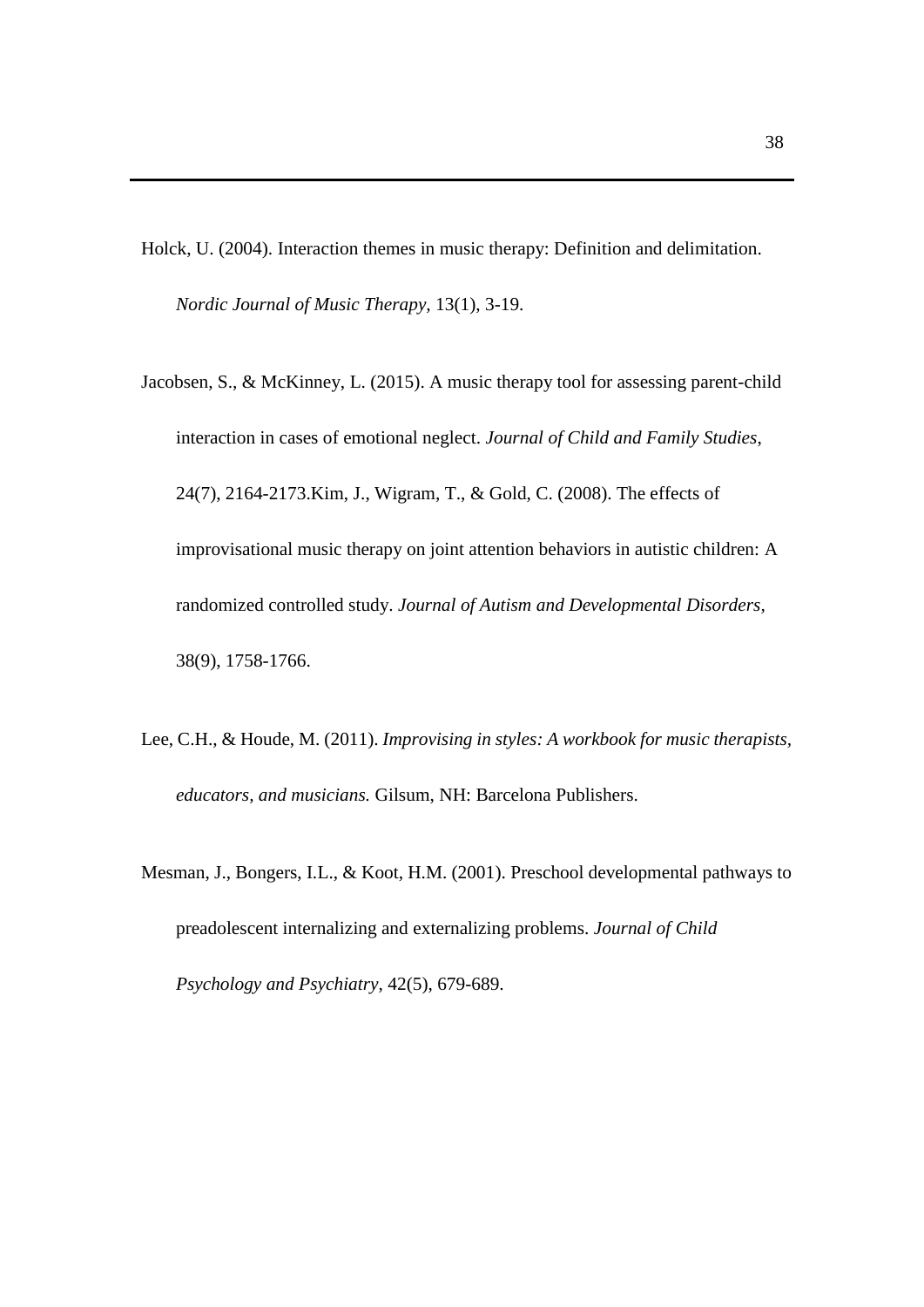Holck, U. (2004). Interaction themes in music therapy: Definition and delimitation. *Nordic Journal of Music Therapy,* 13(1), 3-19.

Jacobsen, S., & McKinney, L. (2015). A music therapy tool for assessing parent-child interaction in cases of emotional neglect. *Journal of Child and Family Studies*, 24(7), 2164-2173.Kim, J., Wigram, T., & Gold, C. (2008). The effects of improvisational music therapy on joint attention behaviors in autistic children: A randomized controlled study. *Journal of Autism and Developmental Disorders*, 38(9), 1758-1766.

Lee, C.H., & Houde, M. (2011). *Improvising in styles: A workbook for music therapists, educators, and musicians.* Gilsum, NH: Barcelona Publishers.

Mesman, J., Bongers, I.L., & Koot, H.M. (2001). Preschool developmental pathways to preadolescent internalizing and externalizing problems. *Journal of Child Psychology and Psychiatry*, 42(5), 679-689.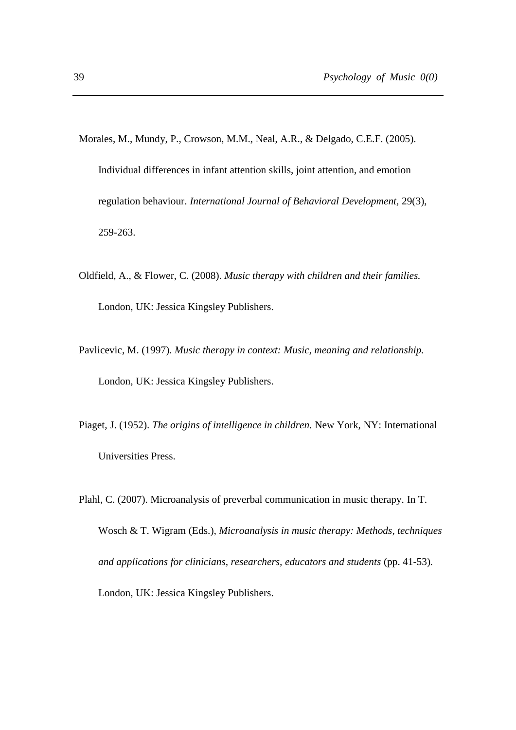Morales, M., Mundy, P., Crowson, M.M., Neal, A.R., & Delgado, C.E.F. (2005). Individual differences in infant attention skills, joint attention, and emotion regulation behaviour. *International Journal of Behavioral Development,* 29(3), 259-263.

Oldfield, A., & Flower, C. (2008). *Music therapy with children and their families.* London, UK: Jessica Kingsley Publishers.

Pavlicevic, M. (1997). *Music therapy in context: Music, meaning and relationship.* London, UK: Jessica Kingsley Publishers.

Piaget, J. (1952). *The origins of intelligence in children.* New York, NY: International Universities Press.

Plahl, C. (2007). Microanalysis of preverbal communication in music therapy. In T. Wosch & T. Wigram (Eds.), *Microanalysis in music therapy: Methods, techniques and applications for clinicians, researchers, educators and students* (pp. 41-53). London, UK: Jessica Kingsley Publishers.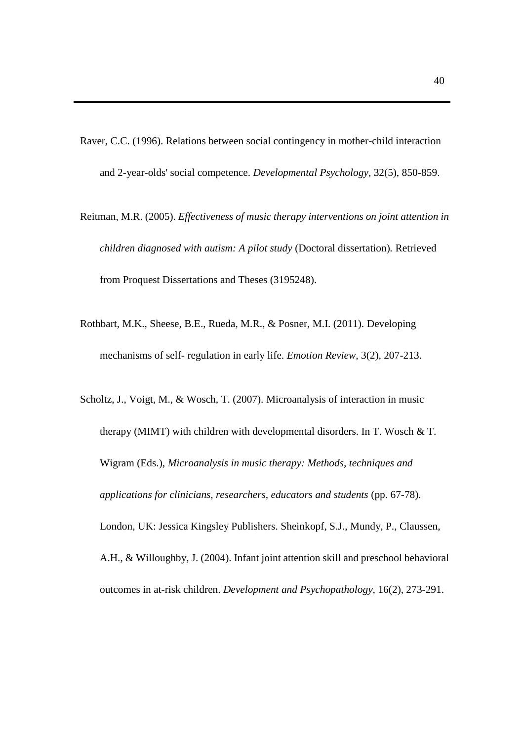Raver, C.C. (1996). Relations between social contingency in mother-child interaction and 2-year-olds' social competence. *Developmental Psychology*, 32(5), 850-859.

Reitman, M.R. (2005). *Effectiveness of music therapy interventions on joint attention in children diagnosed with autism: A pilot study* (Doctoral dissertation). Retrieved from Proquest Dissertations and Theses (3195248).

Rothbart, M.K., Sheese, B.E., Rueda, M.R., & Posner, M.I. (2011). Developing mechanisms of self- regulation in early life. *Emotion Review*, 3(2), 207-213.

Scholtz, J., Voigt, M., & Wosch, T. (2007). Microanalysis of interaction in music therapy (MIMT) with children with developmental disorders. In T. Wosch & T. Wigram (Eds.), *Microanalysis in music therapy: Methods, techniques and applications for clinicians, researchers, educators and students* (pp. 67-78). London, UK: Jessica Kingsley Publishers. Sheinkopf, S.J., Mundy, P., Claussen, A.H., & Willoughby, J. (2004). Infant joint attention skill and preschool behavioral outcomes in at-risk children. *Development and Psychopathology*, 16(2), 273-291.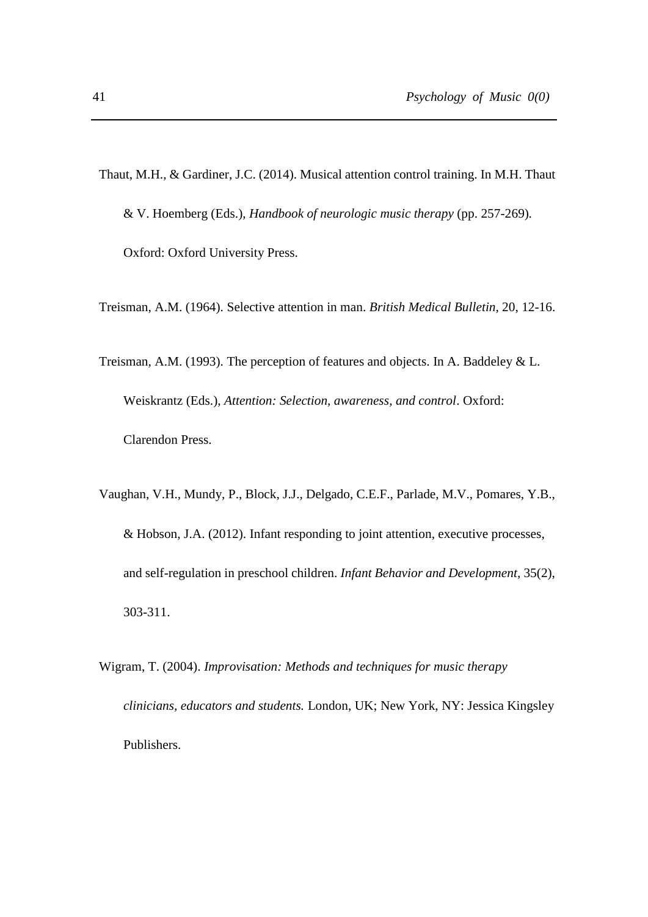Thaut, M.H., & Gardiner, J.C. (2014). Musical attention control training. In M.H. Thaut & V. Hoemberg (Eds.), *Handbook of neurologic music therapy* (pp. 257-269). Oxford: Oxford University Press.

Treisman, A.M. (1964). Selective attention in man. *British Medical Bulletin*, 20, 12-16.

Treisman, A.M. (1993). The perception of features and objects. In A. Baddeley & L. Weiskrantz (Eds.), *Attention: Selection, awareness, and control*. Oxford: Clarendon Press.

Vaughan, V.H., Mundy, P., Block, J.J., Delgado, C.E.F., Parlade, M.V., Pomares, Y.B., & Hobson, J.A. (2012). Infant responding to joint attention, executive processes, and self-regulation in preschool children. *Infant Behavior and Development*, 35(2), 303-311.

Wigram, T. (2004). *Improvisation: Methods and techniques for music therapy clinicians, educators and students.* London, UK; New York, NY: Jessica Kingsley Publishers.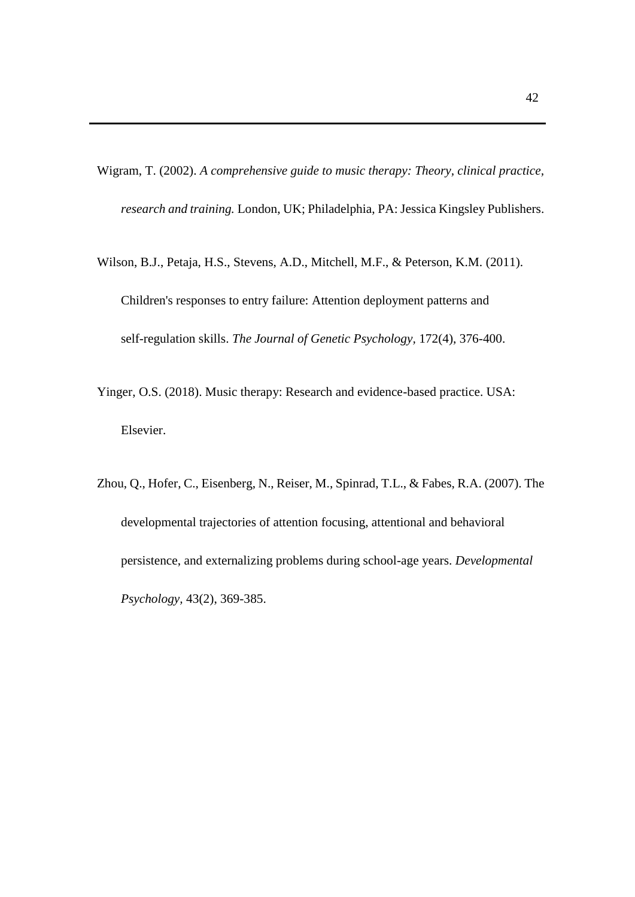Wigram, T. (2002). *A comprehensive guide to music therapy: Theory, clinical practice, research and training.* London, UK; Philadelphia, PA: Jessica Kingsley Publishers.

Wilson, B.J., Petaja, H.S., Stevens, A.D., Mitchell, M.F., & Peterson, K.M. (2011). Children's responses to entry failure: Attention deployment patterns and self-regulation skills. *The Journal of Genetic Psychology*, 172(4), 376-400.

Yinger, O.S. (2018). Music therapy: Research and evidence-based practice. USA: Elsevier.

Zhou, Q., Hofer, C., Eisenberg, N., Reiser, M., Spinrad, T.L., & Fabes, R.A. (2007). The developmental trajectories of attention focusing, attentional and behavioral persistence, and externalizing problems during school-age years. *Developmental Psychology*, 43(2), 369-385.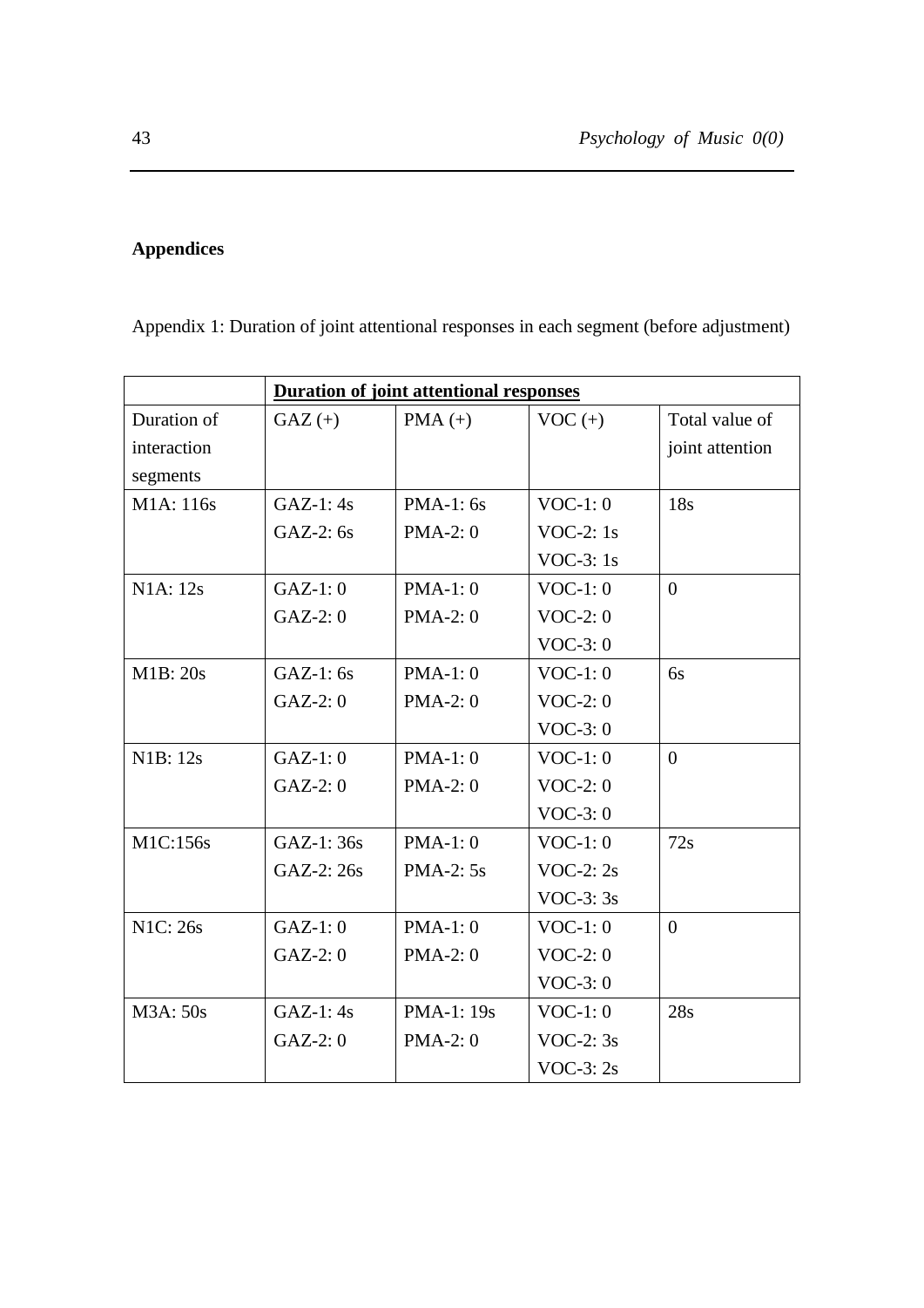**Appendices**

Appendix 1: Duration of joint attentional responses in each segment (before adjustment)

| | **Duration of joint attentional responses** | | | |
|---|---|---|---|---|
| Duration of interaction segments | GAZ (+) | PMA (+) | VOC (+) | Total value of joint attention |
| M1A: 116s | GAZ-1: 4s<br>GAZ-2: 6s | PMA-1: 6s<br>PMA-2: 0 | VOC-1: 0<br>VOC-2: 1s<br>VOC-3: 1s | 18s |
| N1A: 12s | GAZ-1: 0<br>GAZ-2: 0 | PMA-1: 0<br>PMA-2: 0 | VOC-1: 0<br>VOC-2: 0<br>VOC-3: 0 | 0 |
| M1B: 20s | GAZ-1: 6s<br>GAZ-2: 0 | PMA-1: 0<br>PMA-2: 0 | VOC-1: 0<br>VOC-2: 0<br>VOC-3: 0 | 6s |
| N1B: 12s | GAZ-1: 0<br>GAZ-2: 0 | PMA-1: 0<br>PMA-2: 0 | VOC-1: 0<br>VOC-2: 0<br>VOC-3: 0 | 0 |
| M1C:156s | GAZ-1: 36s<br>GAZ-2: 26s | PMA-1: 0<br>PMA-2: 5s | VOC-1: 0<br>VOC-2: 2s<br>VOC-3: 3s | 72s |
| N1C: 26s | GAZ-1: 0<br>GAZ-2: 0 | PMA-1: 0<br>PMA-2: 0 | VOC-1: 0<br>VOC-2: 0<br>VOC-3: 0 | 0 |
| M3A: 50s | GAZ-1: 4s<br>GAZ-2: 0 | PMA-1: 19s<br>PMA-2: 0 | VOC-1: 0<br>VOC-2: 3s<br>VOC-3: 2s | 28s |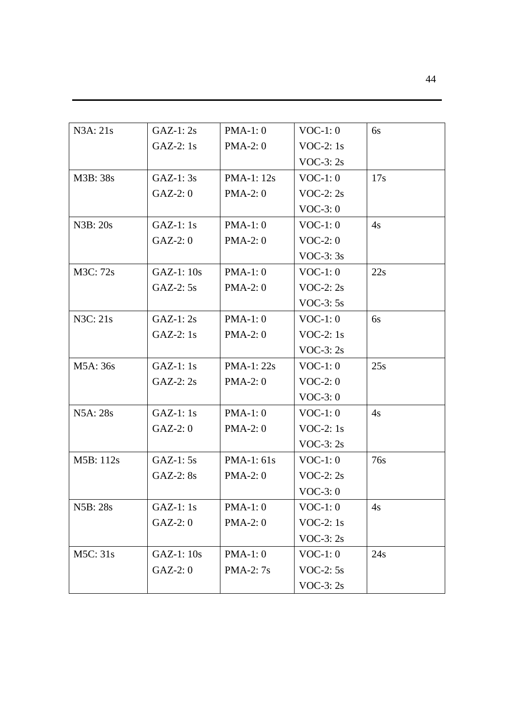| N3A: 21s | GAZ-1: 2s<br>GAZ-2: 1s | PMA-1: 0<br>PMA-2: 0 | VOC-1: 0<br>VOC-2: 1s<br>VOC-3: 2s | 6s |
|---|---|---|---|---|
| M3B: 38s | GAZ-1: 3s<br>GAZ-2: 0 | PMA-1: 12s<br>PMA-2: 0 | VOC-1: 0<br>VOC-2: 2s<br>VOC-3: 0 | 17s |
| N3B: 20s | GAZ-1: 1s<br>GAZ-2: 0 | PMA-1: 0<br>PMA-2: 0 | VOC-1: 0<br>VOC-2: 0<br>VOC-3: 3s | 4s |
| M3C: 72s | GAZ-1: 10s<br>GAZ-2: 5s | PMA-1: 0<br>PMA-2: 0 | VOC-1: 0<br>VOC-2: 2s<br>VOC-3: 5s | 22s |
| N3C: 21s | GAZ-1: 2s<br>GAZ-2: 1s | PMA-1: 0<br>PMA-2: 0 | VOC-1: 0<br>VOC-2: 1s<br>VOC-3: 2s | 6s |
| M5A: 36s | GAZ-1: 1s<br>GAZ-2: 2s | PMA-1: 22s<br>PMA-2: 0 | VOC-1: 0<br>VOC-2: 0<br>VOC-3: 0 | 25s |
| N5A: 28s | GAZ-1: 1s<br>GAZ-2: 0 | PMA-1: 0<br>PMA-2: 0 | VOC-1: 0<br>VOC-2: 1s<br>VOC-3: 2s | 4s |
| M5B: 112s | GAZ-1: 5s<br>GAZ-2: 8s | PMA-1: 61s<br>PMA-2: 0 | VOC-1: 0<br>VOC-2: 2s<br>VOC-3: 0 | 76s |
| N5B: 28s | GAZ-1: 1s<br>GAZ-2: 0 | PMA-1: 0<br>PMA-2: 0 | VOC-1: 0<br>VOC-2: 1s<br>VOC-3: 2s | 4s |
| M5C: 31s | GAZ-1: 10s<br>GAZ-2: 0 | PMA-1: 0<br>PMA-2: 7s | VOC-1: 0<br>VOC-2: 5s<br>VOC-3: 2s | 24s |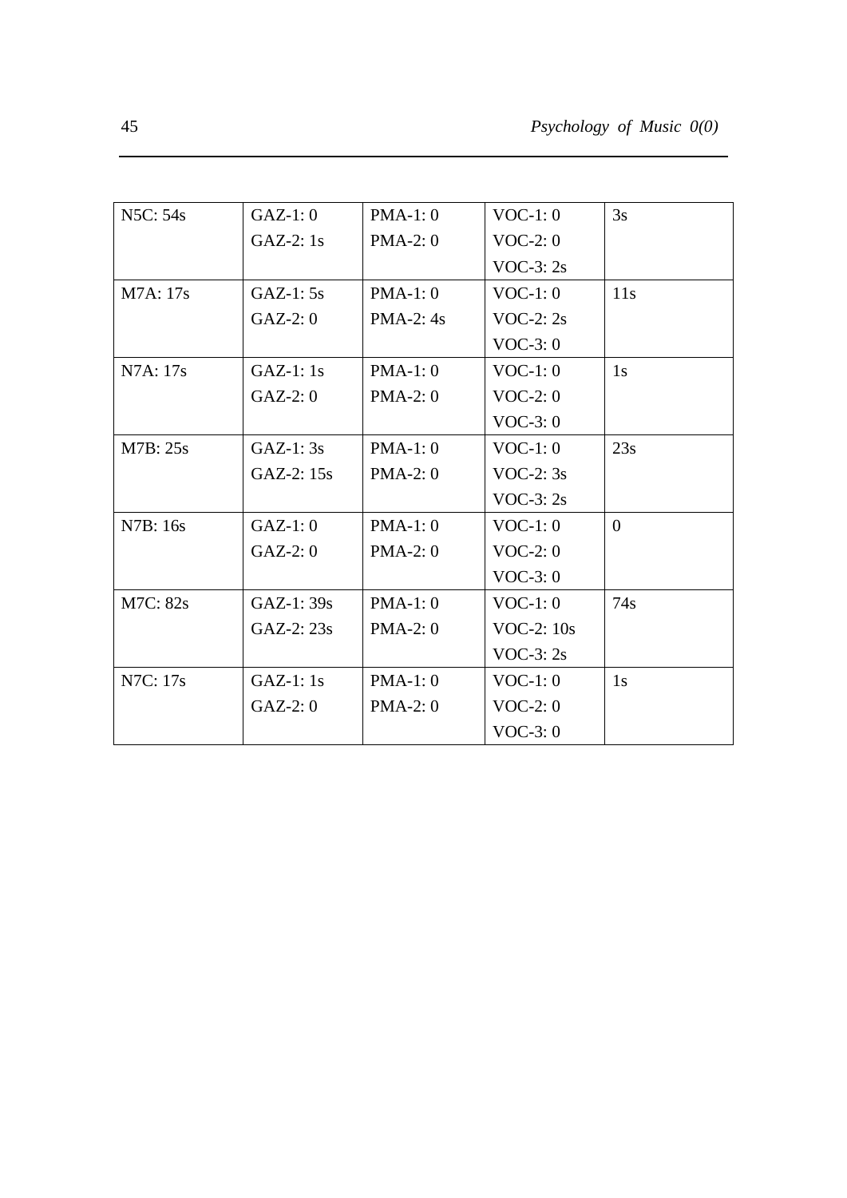| N5C: 54s | GAZ-1: 0<br>GAZ-2: 1s | PMA-1: 0<br>PMA-2: 0 | VOC-1: 0<br>VOC-2: 0<br>VOC-3: 2s | 3s |
|---|---|---|---|---|
| M7A: 17s | GAZ-1: 5s<br>GAZ-2: 0 | PMA-1: 0<br>PMA-2: 4s | VOC-1: 0<br>VOC-2: 2s<br>VOC-3: 0 | 11s |
| N7A: 17s | GAZ-1: 1s<br>GAZ-2: 0 | PMA-1: 0<br>PMA-2: 0 | VOC-1: 0<br>VOC-2: 0<br>VOC-3: 0 | 1s |
| M7B: 25s | GAZ-1: 3s<br>GAZ-2: 15s | PMA-1: 0<br>PMA-2: 0 | VOC-1: 0<br>VOC-2: 3s<br>VOC-3: 2s | 23s |
| N7B: 16s | GAZ-1: 0<br>GAZ-2: 0 | PMA-1: 0<br>PMA-2: 0 | VOC-1: 0<br>VOC-2: 0<br>VOC-3: 0 | 0 |
| M7C: 82s | GAZ-1: 39s<br>GAZ-2: 23s | PMA-1: 0<br>PMA-2: 0 | VOC-1: 0<br>VOC-2: 10s<br>VOC-3: 2s | 74s |
| N7C: 17s | GAZ-1: 1s<br>GAZ-2: 0 | PMA-1: 0<br>PMA-2: 0 | VOC-1: 0<br>VOC-2: 0<br>VOC-3: 0 | 1s |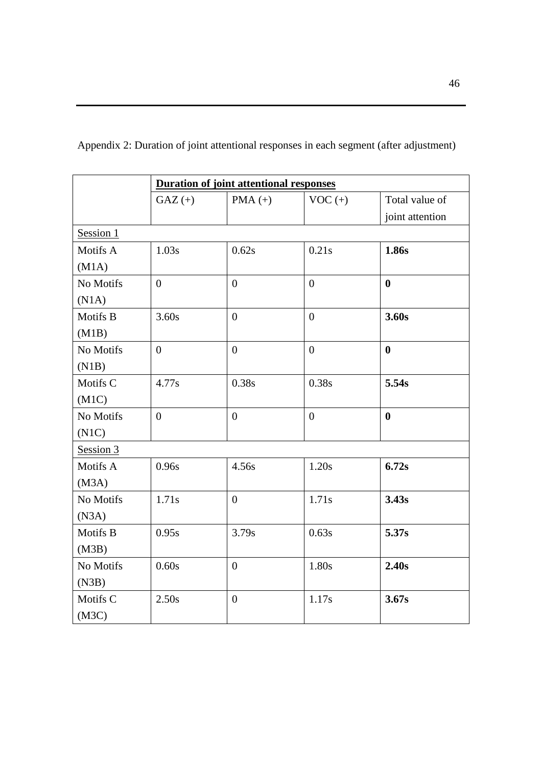Appendix 2: Duration of joint attentional responses in each segment (after adjustment)

| | **Duration of joint attentional responses** | | | |
|---|---|---|---|---|
| | GAZ (+) | PMA (+) | VOC (+) | Total value of joint attention |
| Session 1 | | | | |
| Motifs A (M1A) | 1.03s | 0.62s | 0.21s | **1.86s** |
| No Motifs (N1A) | 0 | 0 | 0 | **0** |
| Motifs B (M1B) | 3.60s | 0 | 0 | **3.60s** |
| No Motifs (N1B) | 0 | 0 | 0 | **0** |
| Motifs C (M1C) | 4.77s | 0.38s | 0.38s | **5.54s** |
| No Motifs (N1C) | 0 | 0 | 0 | **0** |
| Session 3 | | | | |
| Motifs A (M3A) | 0.96s | 4.56s | 1.20s | **6.72s** |
| No Motifs (N3A) | 1.71s | 0 | 1.71s | **3.43s** |
| Motifs B (M3B) | 0.95s | 3.79s | 0.63s | **5.37s** |
| No Motifs (N3B) | 0.60s | 0 | 1.80s | **2.40s** |
| Motifs C (M3C) | 2.50s | 0 | 1.17s | **3.67s** |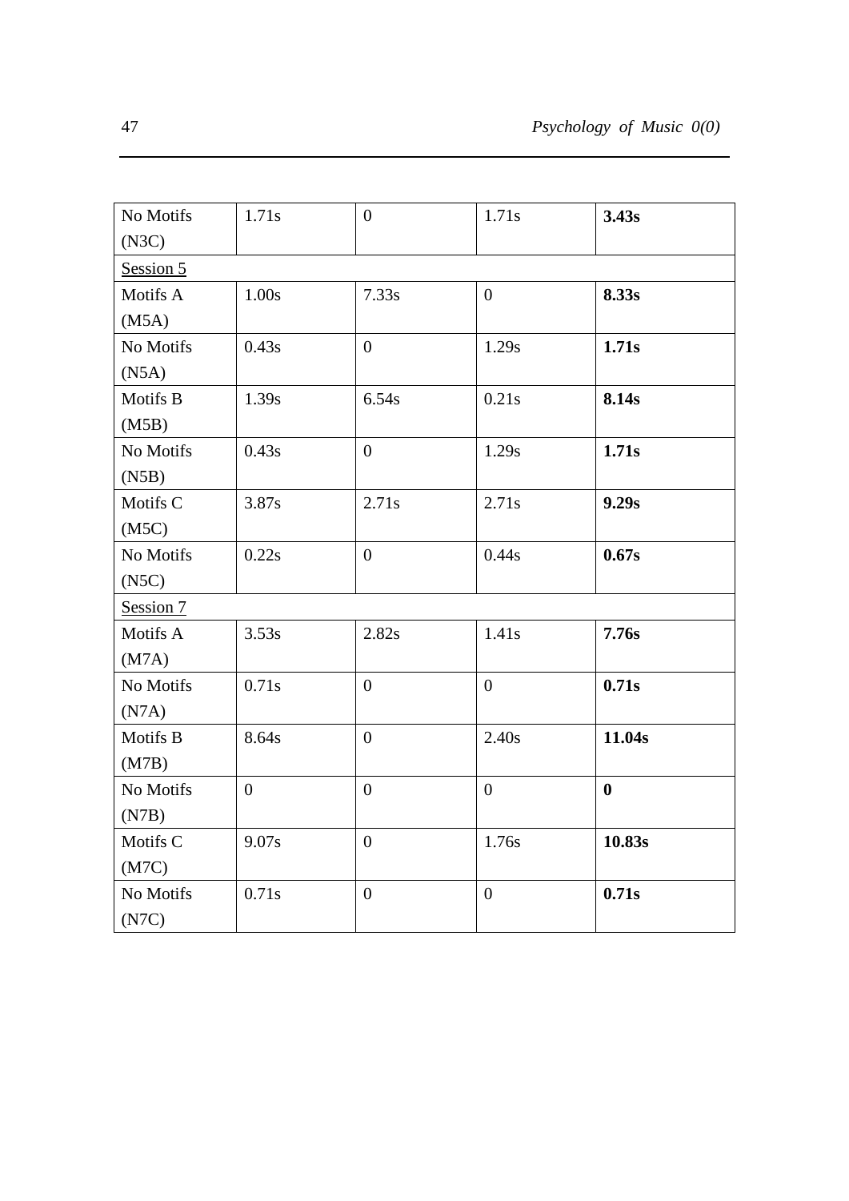| No Motifs (N3C) | 1.71s | 0 | 1.71s | **3.43s** |
|---|---|---|---|---|
| Session 5 | | | | |
| Motifs A (M5A) | 1.00s | 7.33s | 0 | **8.33s** |
| No Motifs (N5A) | 0.43s | 0 | 1.29s | **1.71s** |
| Motifs B (M5B) | 1.39s | 6.54s | 0.21s | **8.14s** |
| No Motifs (N5B) | 0.43s | 0 | 1.29s | **1.71s** |
| Motifs C (M5C) | 3.87s | 2.71s | 2.71s | **9.29s** |
| No Motifs (N5C) | 0.22s | 0 | 0.44s | **0.67s** |
| Session 7 | | | | |
| Motifs A (M7A) | 3.53s | 2.82s | 1.41s | **7.76s** |
| No Motifs (N7A) | 0.71s | 0 | 0 | **0.71s** |
| Motifs B (M7B) | 8.64s | 0 | 2.40s | **11.04s** |
| No Motifs (N7B) | 0 | 0 | 0 | **0** |
| Motifs C (M7C) | 9.07s | 0 | 1.76s | **10.83s** |
| No Motifs (N7C) | 0.71s | 0 | 0 | **0.71s** |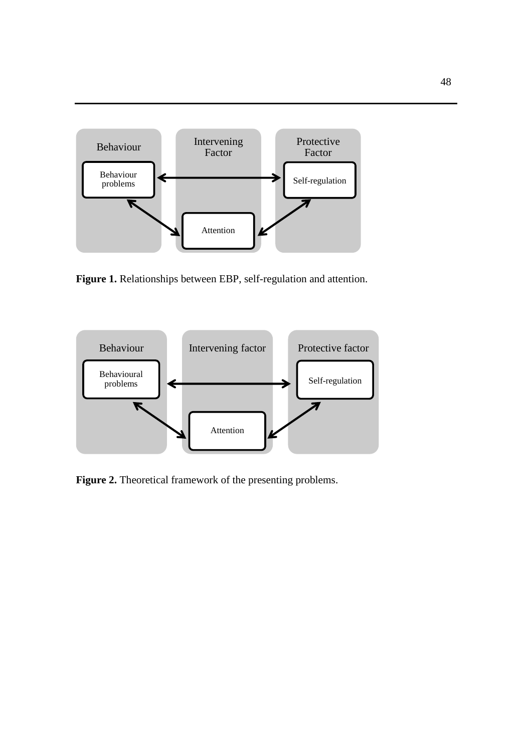**Figure 1.** Relationships between EBP, self-regulation and attention.

**Figure 2.** Theoretical framework of the presenting problems.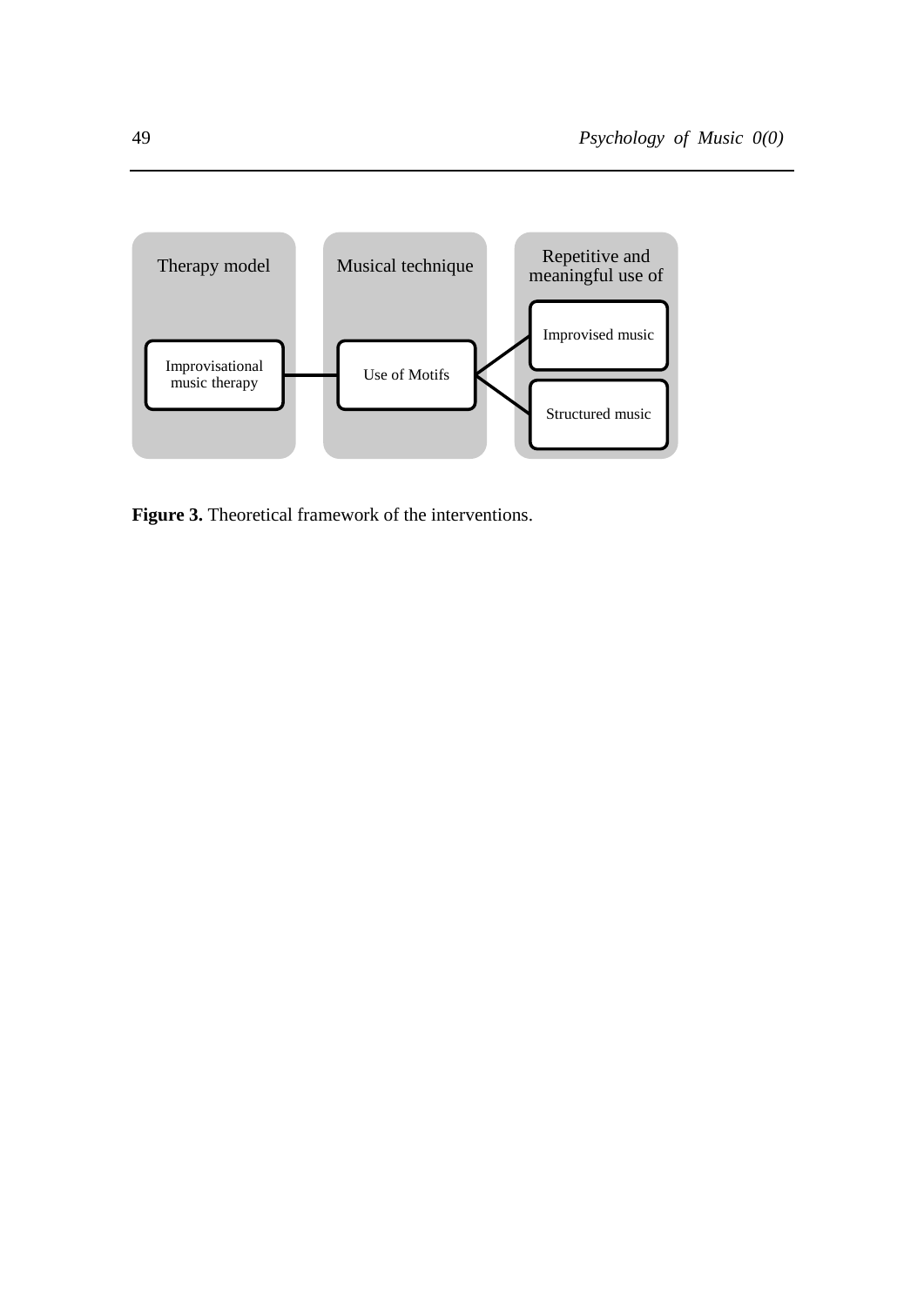| Therapy model | Musical technique | Repetitive and meaningful use of |
|---|---|---|
| Improvisational music therapy | Use of Motifs | Improvised music |
| | | Structured music |

**Figure 3.** Theoretical framework of the interventions.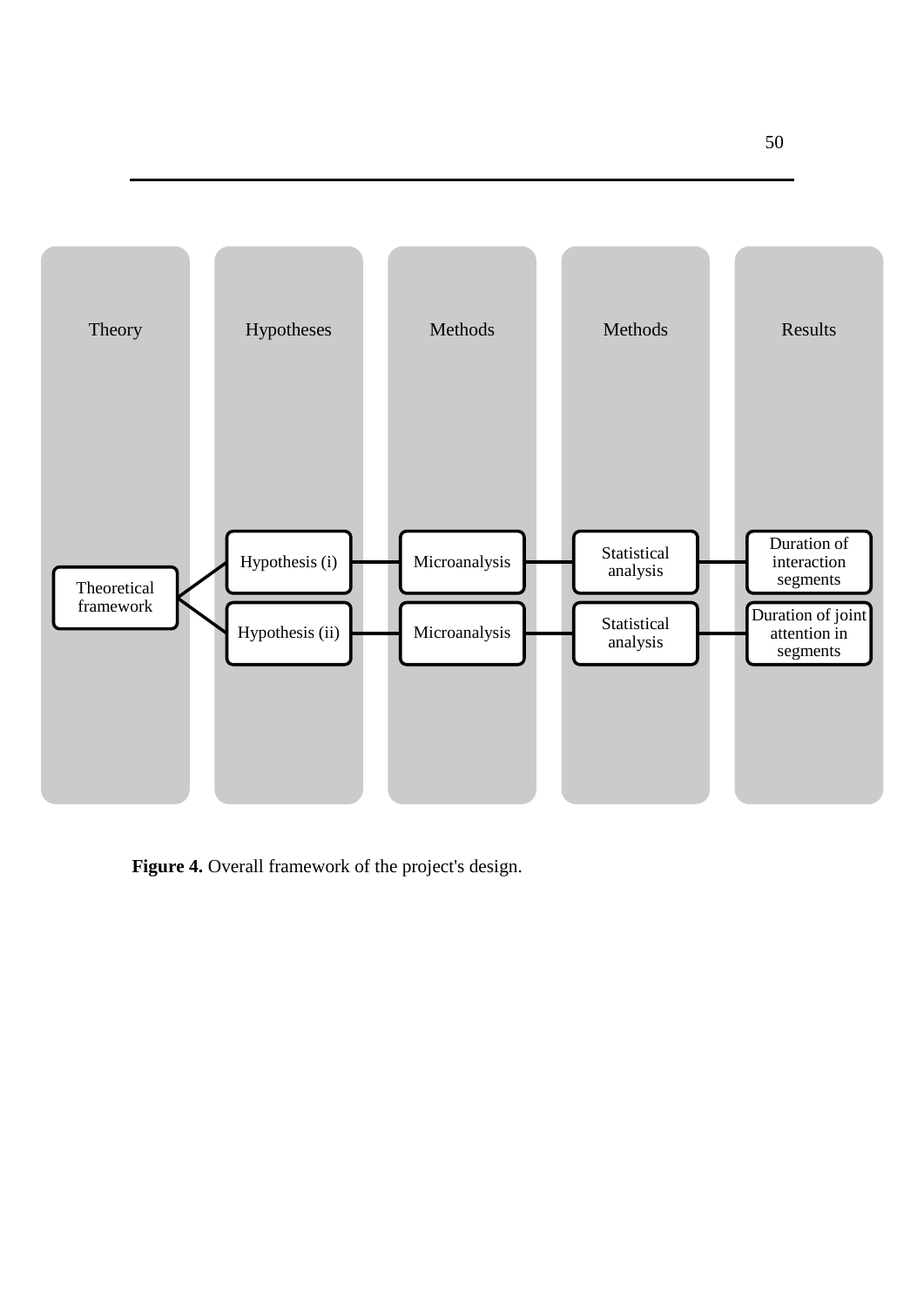| Theory | Hypotheses | Methods | Methods | Results |
|---|---|---|---|---|
| Theoretical framework | Hypothesis (i) | Microanalysis | Statistical analysis | Duration of interaction segments |
| | Hypothesis (ii) | Microanalysis | Statistical analysis | Duration of joint attention in segments |

**Figure 4.** Overall framework of the project's design.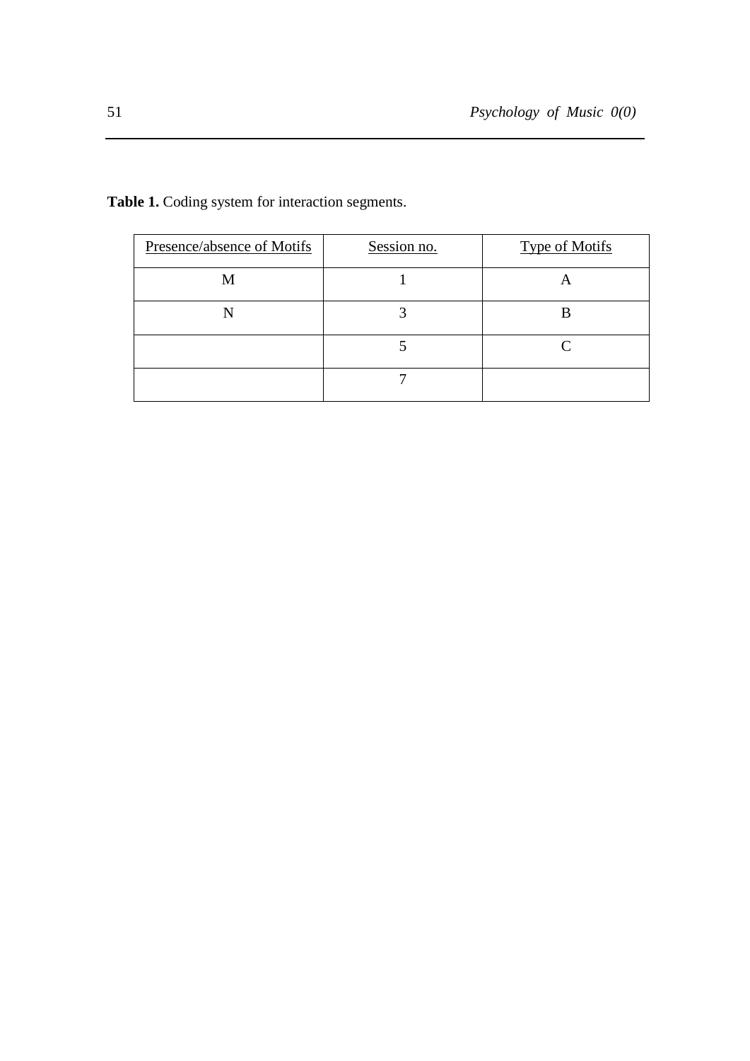**Table 1.** Coding system for interaction segments.

| Presence/absence of Motifs | Session no. | Type of Motifs |
|---|---|---|
| M | 1 | A |
| N | 3 | B |
| | 5 | C |
| | 7 | |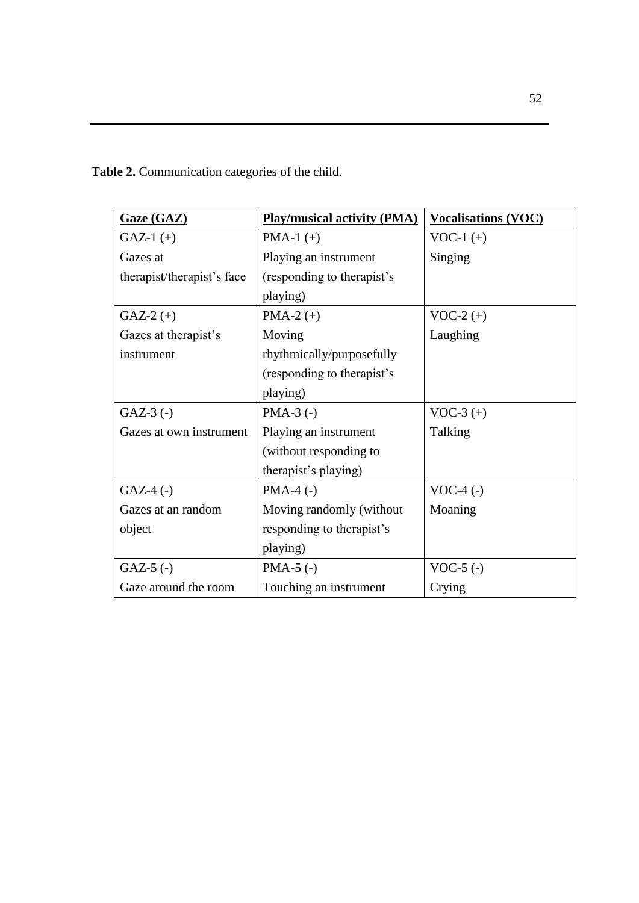**Table 2.** Communication categories of the child.

| Gaze (GAZ) | Play/musical activity (PMA) | Vocalisations (VOC) |
|---|---|---|
| GAZ-1 (+) Gazes at therapist/therapist's face | PMA-1 (+) Playing an instrument (responding to therapist's playing) | VOC-1 (+) Singing |
| GAZ-2 (+) Gazes at therapist's instrument | PMA-2 (+) Moving rhythmically/purposefully (responding to therapist's playing) | VOC-2 (+) Laughing |
| GAZ-3 (-) Gazes at own instrument | PMA-3 (-) Playing an instrument (without responding to therapist's playing) | VOC-3 (+) Talking |
| GAZ-4 (-) Gazes at an random object | PMA-4 (-) Moving randomly (without responding to therapist's playing) | VOC-4 (-) Moaning |
| GAZ-5 (-) Gaze around the room | PMA-5 (-) Touching an instrument | VOC-5 (-) Crying |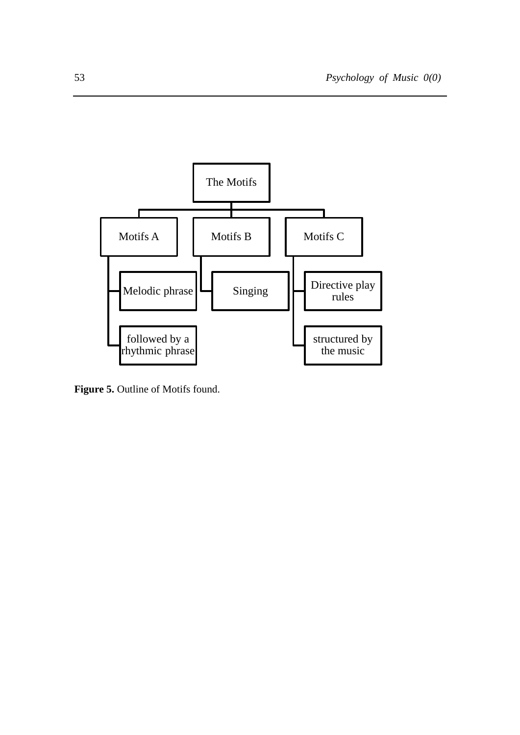The Motifs

- Motifs A
  - Melodic phrase
  - followed by a rhythmic phrase
- Motifs B
  - Singing
- Motifs C
  - Directive play rules
  - structured by the music

**Figure 5.** Outline of Motifs found.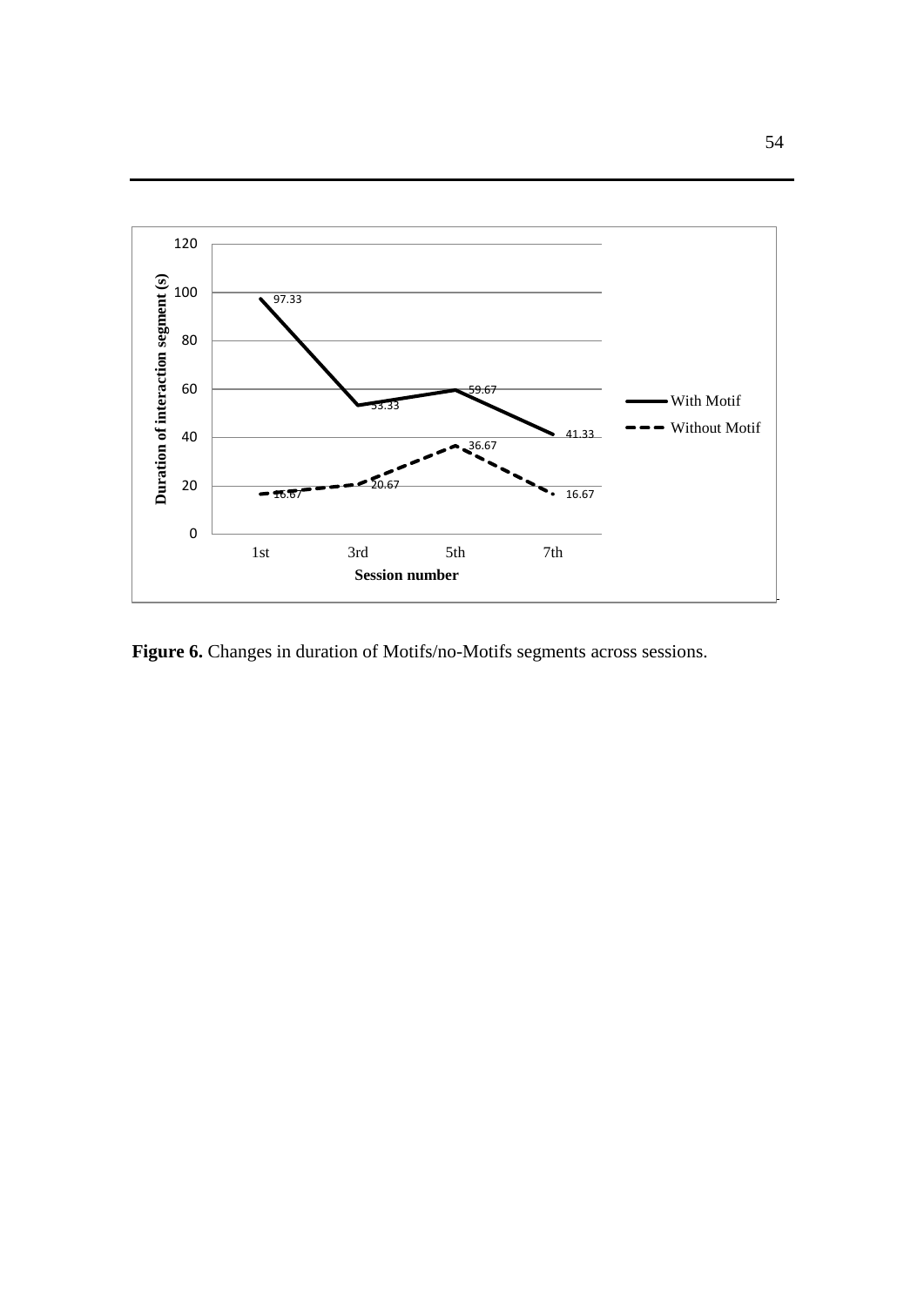| Session number | With Motif | Without Motif |
|---|---|---|
| 1st | 97.33 | 16.67 |
| 3rd | 53.33 | 20.67 |
| 5th | 59.67 | 36.67 |
| 7th | 41.33 | 16.67 |

**Figure 6.** Changes in duration of Motifs/no-Motifs segments across sessions.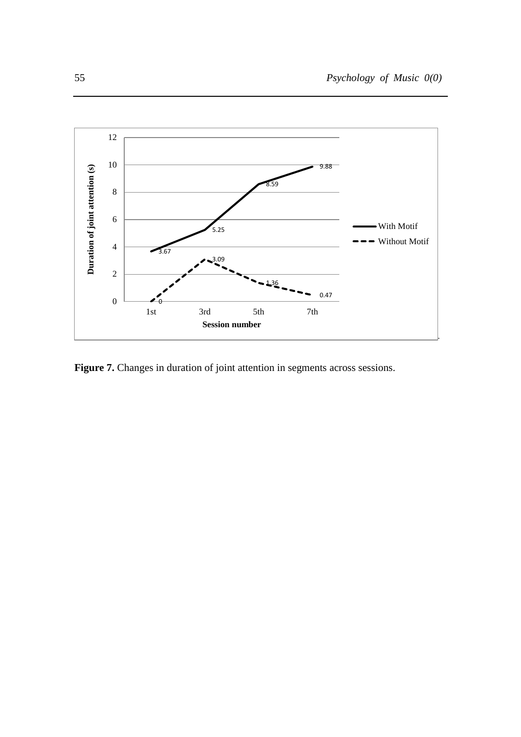**Figure 7.** Changes in duration of joint attention in segments across sessions.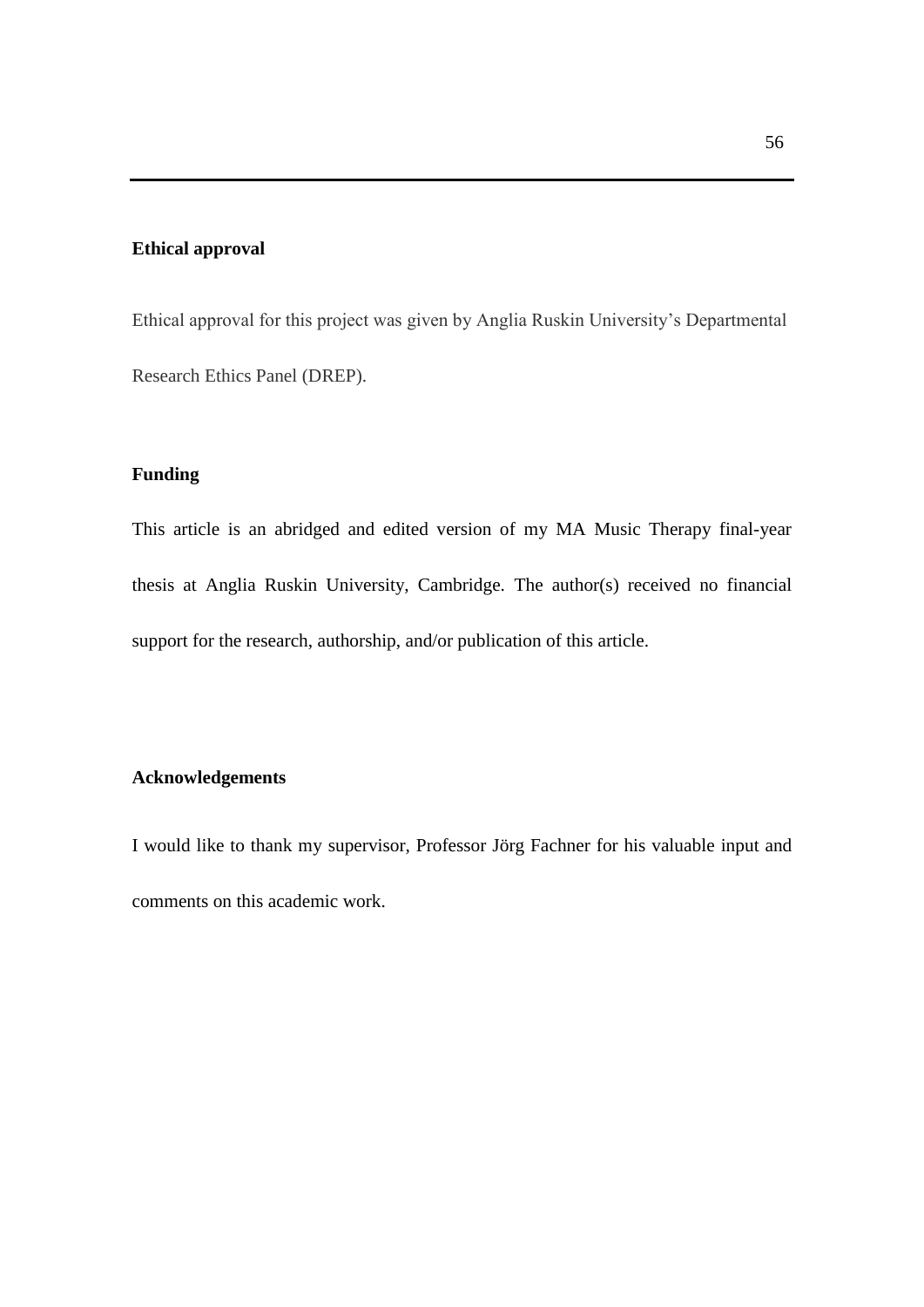## Ethical approval

Ethical approval for this project was given by Anglia Ruskin University's Departmental Research Ethics Panel (DREP).

## Funding

This article is an abridged and edited version of my MA Music Therapy final-year thesis at Anglia Ruskin University, Cambridge. The author(s) received no financial support for the research, authorship, and/or publication of this article.

## Acknowledgements

I would like to thank my supervisor, Professor Jörg Fachner for his valuable input and comments on this academic work.